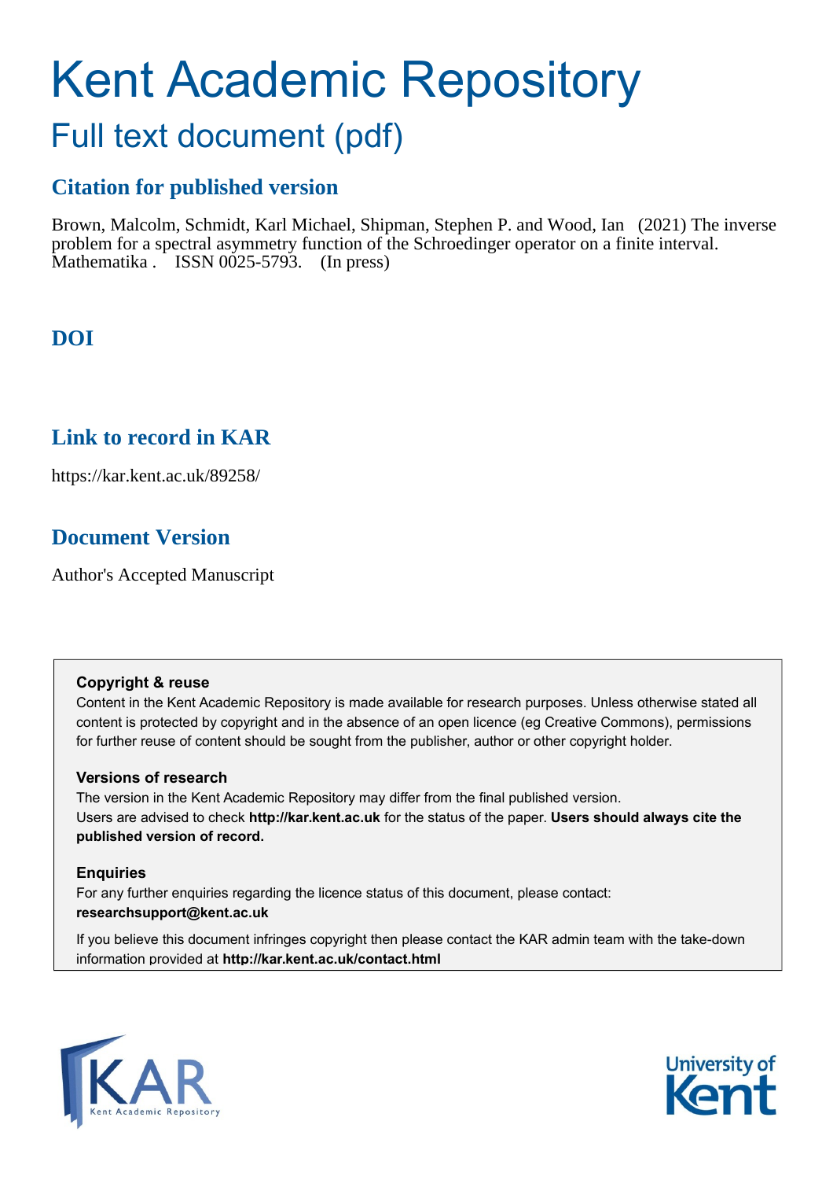# Kent Academic Repository

## Full text document (pdf)

## Citation for published version

Brown, Malcolm, Schmidt, Karl Michael, Shipman, Stephen P. and Wood, Ian (2021) The inverse problem for a spectral asymmetry function of the Schroedinger operator on a finite interval. Mathematika . ISSN 0025-5793. (In press)

## DOI

## Link to record in KAR

https://kar.kent.ac.uk/89258/

## Document Version

Author's Accepted Manuscript

**Copyright & reuse**

Content in the Kent Academic Repository is made available for research purposes. Unless otherwise stated all content is protected by copyright and in the absence of an open licence (eg Creative Commons), permissions for further reuse of content should be sought from the publisher, author or other copyright holder.

**Versions of research**

The version in the Kent Academic Repository may differ from the final published version. Users are advised to check **http://kar.kent.ac.uk** for the status of the paper. **Users should always cite the published version of record.**

**Enquiries**

For any further enquiries regarding the licence status of this document, please contact: **researchsupport@kent.ac.uk**

If you believe this document infringes copyright then please contact the KAR admin team with the take-down information provided at **http://kar.kent.ac.uk/contact.html**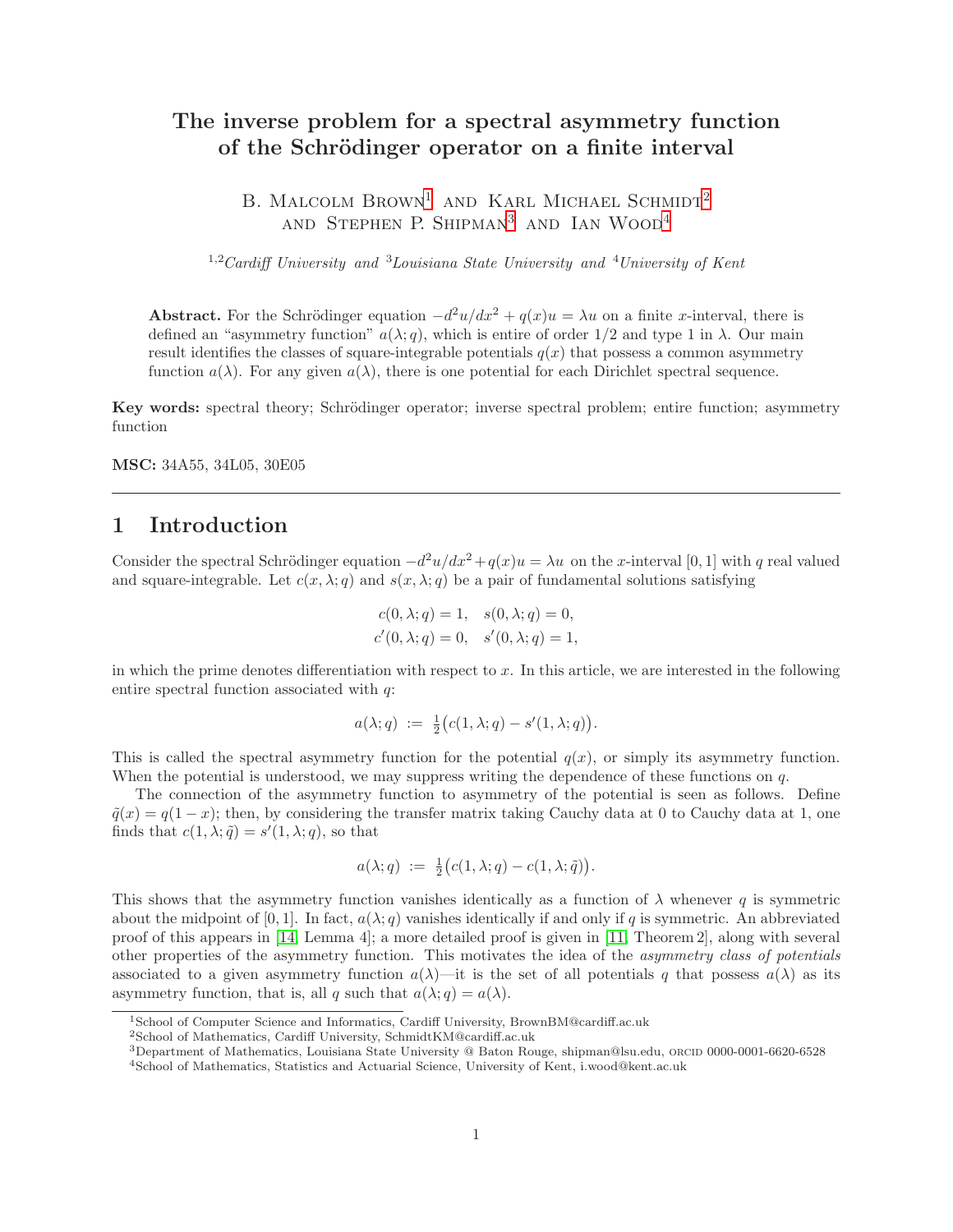# The inverse problem for a spectral asymmetry function of the Schrödinger operator on a finite interval

B. Malcolm Brown[1] and Karl Michael Schmidt[2] and Stephen P. Shipman[3] and Ian Wood[4]

[1,2]*Cardiff University* and [3]*Louisiana State University* and [4]*University of Kent*

**Abstract.** For the Schrödinger equation $-d^2u/dx^2 + q(x)u = \lambda u$ on a finite $x$-interval, there is defined an "asymmetry function" $a(\lambda; q)$, which is entire of order 1/2 and type 1 in $\lambda$. Our main result identifies the classes of square-integrable potentials $q(x)$ that possess a common asymmetry function $a(\lambda)$. For any given $a(\lambda)$, there is one potential for each Dirichlet spectral sequence.

**Key words:** spectral theory; Schrödinger operator; inverse spectral problem; entire function; asymmetry function

**MSC:** 34A55, 34L05, 30E05

---

## 1 Introduction

Consider the spectral Schrödinger equation $-d^2u/dx^2+q(x)u = \lambda u$ on the $x$-interval $[0, 1]$ with $q$ real valued and square-integrable. Let $c(x, \lambda; q)$ and $s(x, \lambda; q)$ be a pair of fundamental solutions satisfying

$$
\begin{aligned}
c(0, \lambda; q) = 1, \quad & s(0, \lambda; q) = 0, \\
c'(0, \lambda; q) = 0, \quad & s'(0, \lambda; q) = 1,
\end{aligned}
$$

in which the prime denotes differentiation with respect to $x$. In this article, we are interested in the following entire spectral function associated with $q$:

$$
a(\lambda; q) \;:=\; \tfrac{1}{2}\big(c(1, \lambda; q) - s'(1, \lambda; q)\big).
$$

This is called the spectral asymmetry function for the potential $q(x)$, or simply its asymmetry function. When the potential is understood, we may suppress writing the dependence of these functions on $q$.

The connection of the asymmetry function to asymmetry of the potential is seen as follows. Define $\tilde{q}(x) = q(1 - x)$; then, by considering the transfer matrix taking Cauchy data at 0 to Cauchy data at 1, one finds that $c(1, \lambda; \tilde{q}) = s'(1, \lambda; q)$, so that

$$
a(\lambda; q) \;:=\; \tfrac{1}{2}\big(c(1, \lambda; q) - c(1, \lambda; \tilde{q})\big).
$$

This shows that the asymmetry function vanishes identically as a function of $\lambda$ whenever $q$ is symmetric about the midpoint of $[0, 1]$. In fact, $a(\lambda; q)$ vanishes identically if and only if $q$ is symmetric. An abbreviated proof of this appears in [14, Lemma 4]; a more detailed proof is given in [11, Theorem 2], along with several other properties of the asymmetry function. This motivates the idea of the *asymmetry class of potentials* associated to a given asymmetry function $a(\lambda)$—it is the set of all potentials $q$ that possess $a(\lambda)$ as its asymmetry function, that is, all $q$ such that $a(\lambda; q) = a(\lambda)$.

---

[1]School of Computer Science and Informatics, Cardiff University, BrownBM@cardiff.ac.uk

[2]School of Mathematics, Cardiff University, SchmidtKM@cardiff.ac.uk

[3]Department of Mathematics, Louisiana State University @ Baton Rouge, shipman@lsu.edu, ORCID 0000-0001-6620-6528

[4]School of Mathematics, Statistics and Actuarial Science, University of Kent, i.wood@kent.ac.uk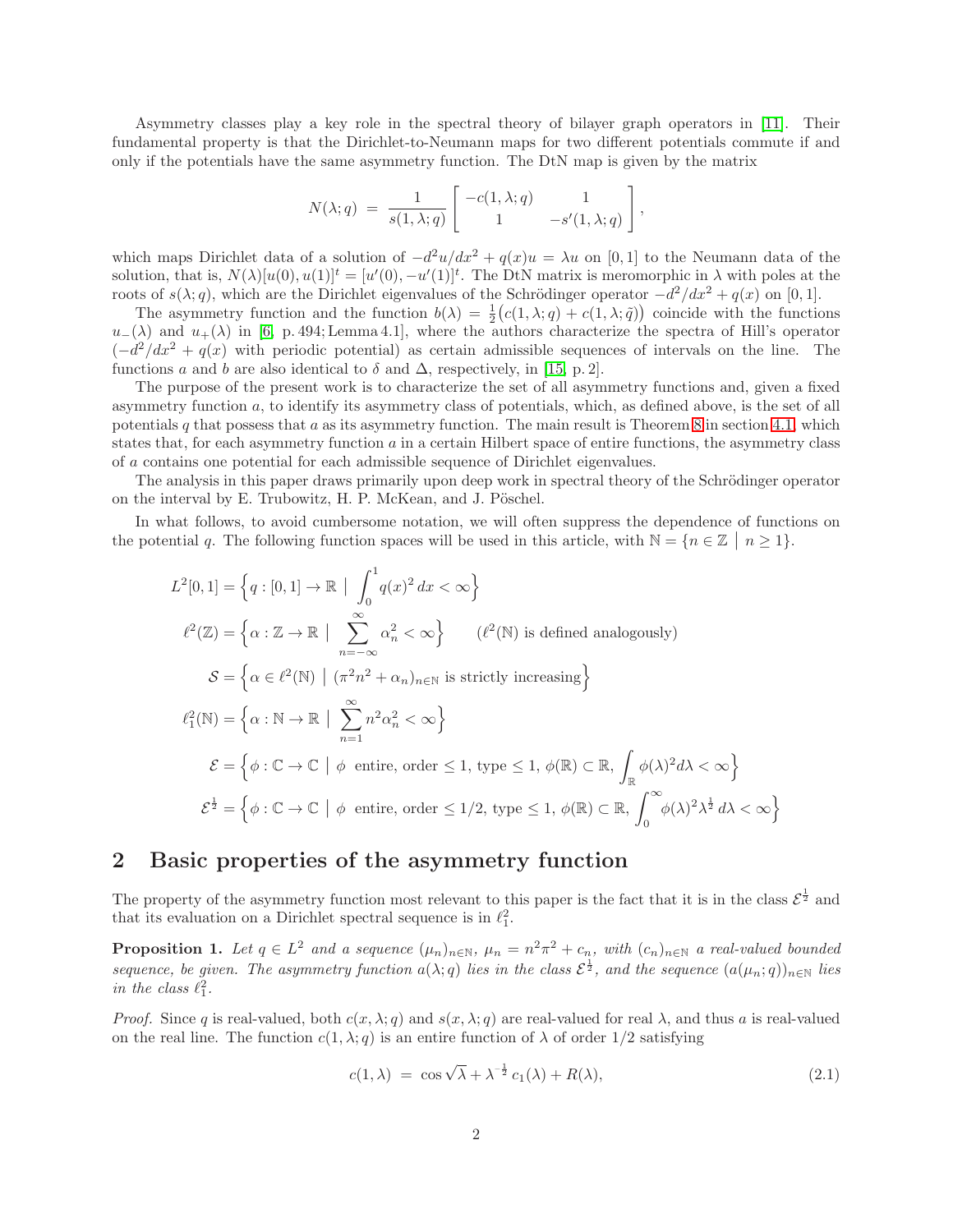Asymmetry classes play a key role in the spectral theory of bilayer graph operators in [11]. Their fundamental property is that the Dirichlet-to-Neumann maps for two different potentials commute if and only if the potentials have the same asymmetry function. The DtN map is given by the matrix

$$N(\lambda; q) \;=\; \frac{1}{s(1,\lambda;q)} \begin{bmatrix} -c(1,\lambda;q) & 1 \\ 1 & -s'(1,\lambda;q) \end{bmatrix},$$

which maps Dirichlet data of a solution of $-d^2u/dx^2 + q(x)u = \lambda u$ on $[0,1]$ to the Neumann data of the solution, that is, $N(\lambda)[u(0),u(1)]^t = [u'(0), -u'(1)]^t$. The DtN matrix is meromorphic in $\lambda$ with poles at the roots of $s(\lambda;q)$, which are the Dirichlet eigenvalues of the Schrödinger operator $-d^2/dx^2 + q(x)$ on $[0,1]$.

The asymmetry function and the function $b(\lambda) = \frac{1}{2}\big(c(1,\lambda;q) + c(1,\lambda;\tilde{q})\big)$ coincide with the functions $u_-(\lambda)$ and $u_+(\lambda)$ in [6, p. 494; Lemma 4.1], where the authors characterize the spectra of Hill's operator $(-d^2/dx^2 + q(x)$ with periodic potential) as certain admissible sequences of intervals on the line. The functions $a$ and $b$ are also identical to $\delta$ and $\Delta$, respectively, in [15, p. 2].

The purpose of the present work is to characterize the set of all asymmetry functions and, given a fixed asymmetry function $a$, to identify its asymmetry class of potentials, which, as defined above, is the set of all potentials $q$ that possess that $a$ as its asymmetry function. The main result is Theorem 8 in section 4.1, which states that, for each asymmetry function $a$ in a certain Hilbert space of entire functions, the asymmetry class of $a$ contains one potential for each admissible sequence of Dirichlet eigenvalues.

The analysis in this paper draws primarily upon deep work in spectral theory of the Schrödinger operator on the interval by E. Trubowitz, H. P. McKean, and J. Pöschel.

In what follows, to avoid cumbersome notation, we will often suppress the dependence of functions on the potential $q$. The following function spaces will be used in this article, with $\mathbb{N} = \{n \in \mathbb{Z} \mid n \geq 1\}$.

$$L^2[0,1] = \Big\{ q : [0,1] \to \mathbb{R} \;\Big|\; \int_0^1 q(x)^2\,dx < \infty \Big\}$$

$$\ell^2(\mathbb{Z}) = \Big\{ \alpha : \mathbb{Z} \to \mathbb{R} \;\Big|\; \sum_{n=-\infty}^{\infty} \alpha_n^2 < \infty \Big\} \qquad (\ell^2(\mathbb{N}) \text{ is defined analogously})$$

$$\mathcal{S} = \Big\{ \alpha \in \ell^2(\mathbb{N}) \;\Big|\; (\pi^2 n^2 + \alpha_n)_{n\in\mathbb{N}} \text{ is strictly increasing} \Big\}$$

$$\ell^2_1(\mathbb{N}) = \Big\{ \alpha : \mathbb{N} \to \mathbb{R} \;\Big|\; \sum_{n=1}^{\infty} n^2 \alpha_n^2 < \infty \Big\}$$

$$\mathcal{E} = \Big\{ \phi : \mathbb{C} \to \mathbb{C} \;\Big|\; \phi \text{ entire, order} \leq 1, \text{ type} \leq 1,\ \phi(\mathbb{R}) \subset \mathbb{R},\ \int_{\mathbb{R}} \phi(\lambda)^2 d\lambda < \infty \Big\}$$

$$\mathcal{E}^{\frac{1}{2}} = \Big\{ \phi : \mathbb{C} \to \mathbb{C} \;\Big|\; \phi \text{ entire, order} \leq 1/2, \text{ type} \leq 1,\ \phi(\mathbb{R}) \subset \mathbb{R},\ \int_0^{\infty} \phi(\lambda)^2 \lambda^{\frac{1}{2}}\, d\lambda < \infty \Big\}$$

## 2 Basic properties of the asymmetry function

The property of the asymmetry function most relevant to this paper is the fact that it is in the class $\mathcal{E}^{\frac{1}{2}}$ and that its evaluation on a Dirichlet spectral sequence is in $\ell^2_1$.

**Proposition 1.** *Let $q \in L^2$ and a sequence $(\mu_n)_{n\in\mathbb{N}}$, $\mu_n = n^2\pi^2 + c_n$, with $(c_n)_{n\in\mathbb{N}}$ a real-valued bounded sequence, be given. The asymmetry function $a(\lambda; q)$ lies in the class $\mathcal{E}^{\frac{1}{2}}$, and the sequence $(a(\mu_n; q))_{n\in\mathbb{N}}$ lies in the class $\ell^2_1$.*

*Proof.* Since $q$ is real-valued, both $c(x,\lambda;q)$ and $s(x,\lambda;q)$ are real-valued for real $\lambda$, and thus $a$ is real-valued on the real line. The function $c(1,\lambda;q)$ is an entire function of $\lambda$ of order $1/2$ satisfying

$$c(1,\lambda) \;=\; \cos\sqrt{\lambda} + \lambda^{-\frac{1}{2}}\, c_1(\lambda) + R(\lambda), \tag{2.1}$$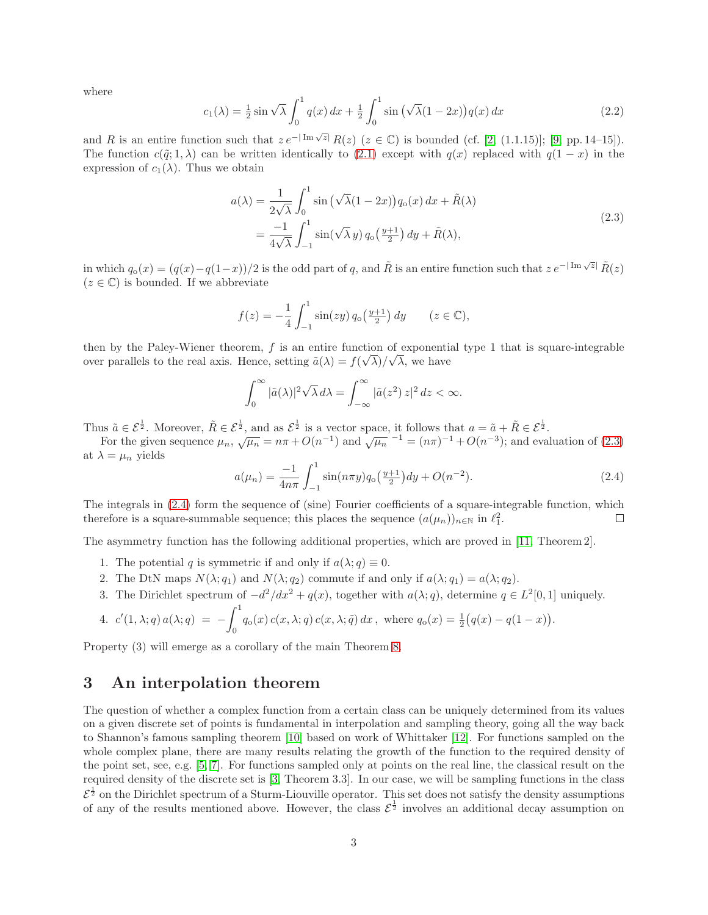where

$$c_1(\lambda) = \tfrac{1}{2}\sin\sqrt{\lambda}\int_0^1 q(x)\,dx + \tfrac{1}{2}\int_0^1 \sin\big(\sqrt{\lambda}(1-2x)\big)q(x)\,dx \tag{2.2}$$

and $R$ is an entire function such that $z\,e^{-|\operatorname{Im}\sqrt{z}|}\,R(z)$ $(z \in \mathbb{C})$ is bounded (cf. [2, (1.1.15)]; [9, pp. 14–15]). The function $c(\tilde{q};1,\lambda)$ can be written identically to (2.1) except with $q(x)$ replaced with $q(1-x)$ in the expression of $c_1(\lambda)$. Thus we obtain

$$\begin{aligned} a(\lambda) &= \frac{1}{2\sqrt{\lambda}}\int_0^1 \sin\big(\sqrt{\lambda}(1-2x)\big)q_{\rm o}(x)\,dx + \tilde{R}(\lambda) \\ &= \frac{-1}{4\sqrt{\lambda}}\int_{-1}^1 \sin(\sqrt{\lambda}\,y)\,q_{\rm o}\big(\tfrac{y+1}{2}\big)\,dy + \tilde{R}(\lambda), \end{aligned} \tag{2.3}$$

in which $q_{\rm o}(x) = (q(x)-q(1-x))/2$ is the odd part of $q$, and $\tilde{R}$ is an entire function such that $z\,e^{-|\operatorname{Im}\sqrt{z}|}\,\tilde{R}(z)$ $(z \in \mathbb{C})$ is bounded. If we abbreviate

$$f(z) = -\frac{1}{4}\int_{-1}^1 \sin(zy)\,q_{\rm o}\big(\tfrac{y+1}{2}\big)\,dy \qquad (z \in \mathbb{C}),$$

then by the Paley-Wiener theorem, $f$ is an entire function of exponential type 1 that is square-integrable over parallels to the real axis. Hence, setting $\tilde{a}(\lambda) = f(\sqrt{\lambda})/\sqrt{\lambda}$, we have

$$\int_0^\infty |\tilde{a}(\lambda)|^2\sqrt{\lambda}\,d\lambda = \int_{-\infty}^\infty |\tilde{a}(z^2)\,z|^2\,dz < \infty.$$

Thus $\tilde{a} \in \mathcal{E}^{\frac{1}{2}}$. Moreover, $\tilde{R} \in \mathcal{E}^{\frac{1}{2}}$, and as $\mathcal{E}^{\frac{1}{2}}$ is a vector space, it follows that $a = \tilde{a} + \tilde{R} \in \mathcal{E}^{\frac{1}{2}}$.

For the given sequence $\mu_n$, $\sqrt{\mu_n} = n\pi + O(n^{-1})$ and $\sqrt{\mu_n}^{\,-1} = (n\pi)^{-1} + O(n^{-3})$; and evaluation of (2.3) at $\lambda = \mu_n$ yields

$$a(\mu_n) = \frac{-1}{4n\pi}\int_{-1}^1 \sin(n\pi y)q_{\rm o}\big(\tfrac{y+1}{2}\big)dy + O(n^{-2}). \tag{2.4}$$

The integrals in (2.4) form the sequence of (sine) Fourier coefficients of a square-integrable function, which therefore is a square-summable sequence; this places the sequence $(a(\mu_n))_{n\in\mathbb{N}}$ in $\ell^2_1$. □

The asymmetry function has the following additional properties, which are proved in [11, Theorem 2].

1. The potential $q$ is symmetric if and only if $a(\lambda;q) \equiv 0$.
2. The DtN maps $N(\lambda;q_1)$ and $N(\lambda;q_2)$ commute if and only if $a(\lambda;q_1) = a(\lambda;q_2)$.
3. The Dirichlet spectrum of $-d^2/dx^2 + q(x)$, together with $a(\lambda;q)$, determine $q \in L^2[0,1]$ uniquely.
4. $c'(1,\lambda;q)\,a(\lambda;q) \;=\; -\displaystyle\int_0^1 q_{\rm o}(x)\,c(x,\lambda;q)\,c(x,\lambda;\tilde{q})\,dx\,,$ where $q_{\rm o}(x) = \frac{1}{2}\big(q(x) - q(1-x)\big)$.

Property (3) will emerge as a corollary of the main Theorem 8.

# 3 An interpolation theorem

The question of whether a complex function from a certain class can be uniquely determined from its values on a given discrete set of points is fundamental in interpolation and sampling theory, going all the way back to Shannon's famous sampling theorem [10] based on work of Whittaker [12]. For functions sampled on the whole complex plane, there are many results relating the growth of the function to the required density of the point set, see, e.g. [5, 7]. For functions sampled only at points on the real line, the classical result on the required density of the discrete set is [3, Theorem 3.3]. In our case, we will be sampling functions in the class $\mathcal{E}^{\frac{1}{2}}$ on the Dirichlet spectrum of a Sturm-Liouville operator. This set does not satisfy the density assumptions of any of the results mentioned above. However, the class $\mathcal{E}^{\frac{1}{2}}$ involves an additional decay assumption on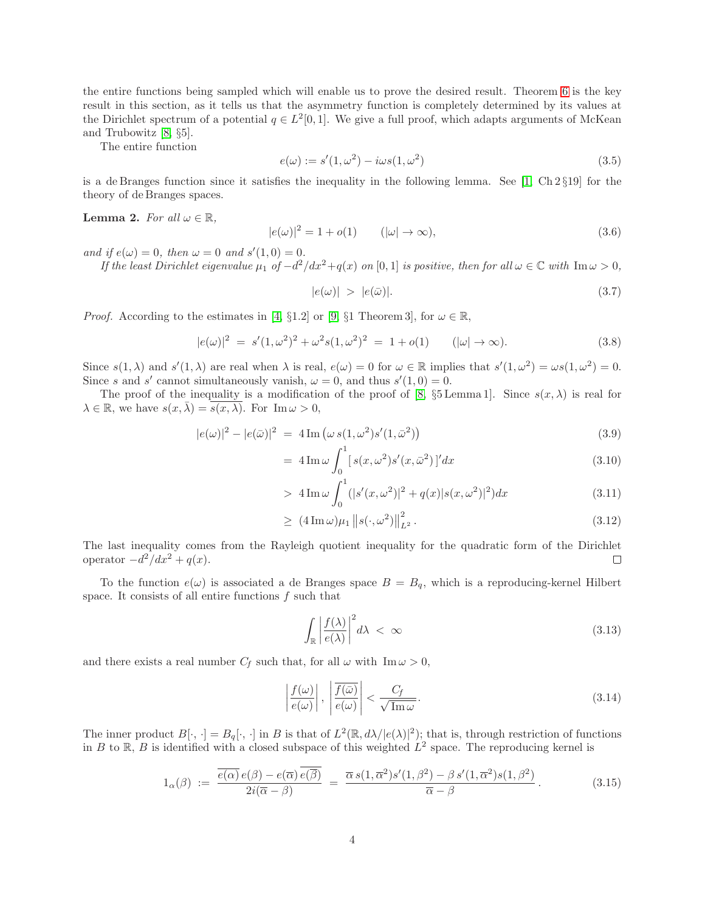the entire functions being sampled which will enable us to prove the desired result. Theorem 6 is the key result in this section, as it tells us that the asymmetry function is completely determined by its values at the Dirichlet spectrum of a potential $q \in L^2[0,1]$. We give a full proof, which adapts arguments of McKean and Trubowitz [8, §5].

The entire function

$$e(\omega) := s'(1,\omega^2) - i\omega s(1,\omega^2) \tag{3.5}$$

is a de Branges function since it satisfies the inequality in the following lemma. See [1, Ch 2 §19] for the theory of de Branges spaces.

**Lemma 2.** *For all $\omega \in \mathbb{R}$,*

$$|e(\omega)|^2 = 1 + o(1) \qquad (|\omega| \to \infty), \tag{3.6}$$

*and if $e(\omega) = 0$, then $\omega = 0$ and $s'(1,0) = 0$.*

*If the least Dirichlet eigenvalue $\mu_1$ of $-d^2/dx^2 + q(x)$ on $[0,1]$ is positive, then for all $\omega \in \mathbb{C}$ with $\operatorname{Im}\omega > 0$,*

$$|e(\omega)| \; > \; |e(\bar{\omega})|. \tag{3.7}$$

*Proof.* According to the estimates in [4, §1.2] or [9, §1 Theorem 3], for $\omega \in \mathbb{R}$,

$$|e(\omega)|^2 \; = \; s'(1,\omega^2)^2 + \omega^2 s(1,\omega^2)^2 \; = \; 1 + o(1) \qquad (|\omega| \to \infty). \tag{3.8}$$

Since $s(1,\lambda)$ and $s'(1,\lambda)$ are real when $\lambda$ is real, $e(\omega) = 0$ for $\omega \in \mathbb{R}$ implies that $s'(1,\omega^2) = \omega s(1,\omega^2) = 0$. Since $s$ and $s'$ cannot simultaneously vanish, $\omega = 0$, and thus $s'(1,0) = 0$.

The proof of the inequality is a modification of the proof of [8, §5 Lemma 1]. Since $s(x,\lambda)$ is real for $\lambda \in \mathbb{R}$, we have $s(x,\bar{\lambda}) = \overline{s(x,\lambda)}$. For $\operatorname{Im}\omega > 0$,

$$\begin{aligned}
|e(\omega)|^2 - |e(\bar{\omega})|^2 \; &= \; 4 \operatorname{Im}\big(\omega\, s(1,\omega^2) s'(1,\bar{\omega}^2)\big) && (3.9)\\
&= \; 4 \operatorname{Im}\omega \int_0^1 [\, s(x,\omega^2) s'(x,\bar{\omega}^2)\,]' dx && (3.10)\\
&> \; 4 \operatorname{Im}\omega \int_0^1 (|s'(x,\omega^2)|^2 + q(x)|s(x,\omega^2)|^2) dx && (3.11)\\
&\geq \; (4 \operatorname{Im}\omega)\mu_1 \left\| s(\cdot,\omega^2) \right\|_{L^2}^2 . && (3.12)
\end{aligned}$$

The last inequality comes from the Rayleigh quotient inequality for the quadratic form of the Dirichlet operator $-d^2/dx^2 + q(x)$. $\square$

To the function $e(\omega)$ is associated a de Branges space $B = B_q$, which is a reproducing-kernel Hilbert space. It consists of all entire functions $f$ such that

$$\int_{\mathbb{R}} \left| \frac{f(\lambda)}{e(\lambda)} \right|^2 d\lambda \; < \; \infty \tag{3.13}$$

and there exists a real number $C_f$ such that, for all $\omega$ with $\operatorname{Im}\omega > 0$,

$$\left| \frac{f(\omega)}{e(\omega)} \right|, \; \left| \frac{\overline{f(\bar{\omega})}}{e(\omega)} \right| < \frac{C_f}{\sqrt{\operatorname{Im}\omega}}. \tag{3.14}$$

The inner product $B[\cdot,\cdot] = B_q[\cdot,\cdot]$ in $B$ is that of $L^2(\mathbb{R}, d\lambda/|e(\lambda)|^2)$; that is, through restriction of functions in $B$ to $\mathbb{R}$, $B$ is identified with a closed subspace of this weighted $L^2$ space. The reproducing kernel is

$$1_\alpha(\beta) \; := \; \frac{\overline{e(\alpha)}\, e(\beta) - e(\overline{\alpha})\, \overline{e(\overline{\beta})}}{2i(\overline{\alpha} - \beta)} \; = \; \frac{\overline{\alpha}\, s(1,\overline{\alpha}^2) s'(1,\beta^2) - \beta\, s'(1,\overline{\alpha}^2) s(1,\beta^2)}{\overline{\alpha} - \beta}\,. \tag{3.15}$$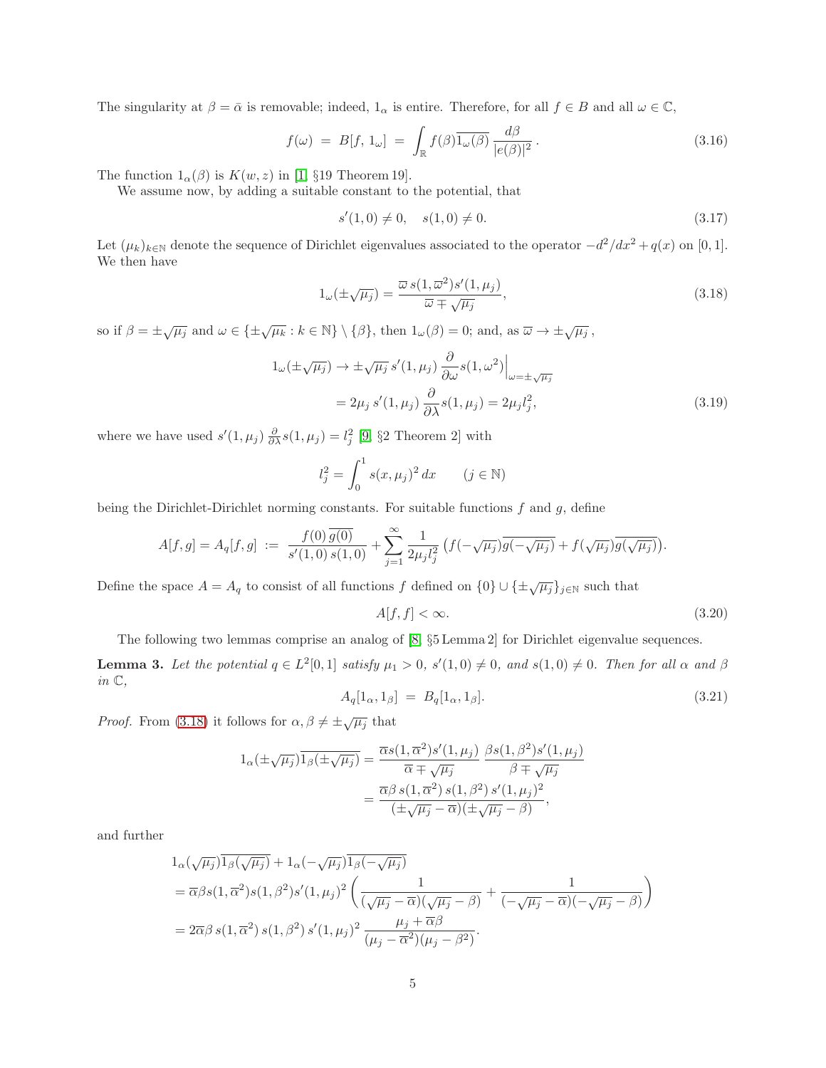The singularity at $\beta = \bar{\alpha}$ is removable; indeed, $1_\alpha$ is entire. Therefore, for all $f \in B$ and all $\omega \in \mathbb{C}$,

$$f(\omega) \;=\; B[f,\, 1_\omega] \;=\; \int_{\mathbb{R}} f(\beta)\overline{1_\omega(\beta)}\, \frac{d\beta}{|e(\beta)|^2}\,. \tag{3.16}$$

The function $1_\alpha(\beta)$ is $K(w,z)$ in [1, §19 Theorem 19].

We assume now, by adding a suitable constant to the potential, that

$$s'(1,0) \neq 0, \quad s(1,0) \neq 0. \tag{3.17}$$

Let $(\mu_k)_{k\in\mathbb{N}}$ denote the sequence of Dirichlet eigenvalues associated to the operator $-d^2/dx^2 + q(x)$ on $[0,1]$. We then have

$$1_\omega(\pm\sqrt{\mu_j}) = \frac{\overline{\omega}\, s(1,\overline{\omega}^2)s'(1,\mu_j)}{\overline{\omega} \mp \sqrt{\mu_j}}, \tag{3.18}$$

so if $\beta = \pm\sqrt{\mu_j}$ and $\omega \in \{\pm\sqrt{\mu_k} : k \in \mathbb{N}\} \setminus \{\beta\}$, then $1_\omega(\beta) = 0$; and, as $\overline{\omega} \to \pm\sqrt{\mu_j}$,

$$\begin{aligned}
1_\omega(\pm\sqrt{\mu_j}) &\to \pm\sqrt{\mu_j}\, s'(1,\mu_j)\, \frac{\partial}{\partial\omega} s(1,\omega^2)\Big|_{\omega=\pm\sqrt{\mu_j}} \\
&= 2\mu_j\, s'(1,\mu_j)\, \frac{\partial}{\partial\lambda} s(1,\mu_j) = 2\mu_j l_j^2,
\end{aligned} \tag{3.19}$$

where we have used $s'(1,\mu_j)\,\frac{\partial}{\partial\lambda}s(1,\mu_j) = l_j^2$ [9, §2 Theorem 2] with

$$l_j^2 = \int_0^1 s(x,\mu_j)^2\, dx \qquad (j \in \mathbb{N})$$

being the Dirichlet-Dirichlet norming constants. For suitable functions $f$ and $g$, define

$$A[f,g] = A_q[f,g] \;:=\; \frac{f(0)\,\overline{g(0)}}{s'(1,0)\, s(1,0)} + \sum_{j=1}^{\infty} \frac{1}{2\mu_j l_j^2}\left(f(-\sqrt{\mu_j})\overline{g(-\sqrt{\mu_j})} + f(\sqrt{\mu_j})\overline{g(\sqrt{\mu_j})}\right).$$

Define the space $A = A_q$ to consist of all functions $f$ defined on $\{0\} \cup \{\pm\sqrt{\mu_j}\}_{j\in\mathbb{N}}$ such that

$$A[f,f] < \infty. \tag{3.20}$$

The following two lemmas comprise an analog of [8, §5 Lemma 2] for Dirichlet eigenvalue sequences.

**Lemma 3.** *Let the potential $q \in L^2[0,1]$ satisfy $\mu_1 > 0$, $s'(1,0) \neq 0$, and $s(1,0) \neq 0$. Then for all $\alpha$ and $\beta$ in $\mathbb{C}$,*

$$A_q[1_\alpha, 1_\beta] \;=\; B_q[1_\alpha, 1_\beta]. \tag{3.21}$$

*Proof.* From (3.18) it follows for $\alpha, \beta \neq \pm\sqrt{\mu_j}$ that

$$\begin{aligned}
1_\alpha(\pm\sqrt{\mu_j})\overline{1_\beta(\pm\sqrt{\mu_j})} &= \frac{\overline{\alpha}s(1,\overline{\alpha}^2)s'(1,\mu_j)}{\overline{\alpha} \mp \sqrt{\mu_j}}\; \frac{\beta s(1,\beta^2)s'(1,\mu_j)}{\beta \mp \sqrt{\mu_j}} \\
&= \frac{\overline{\alpha}\beta\, s(1,\overline{\alpha}^2)\, s(1,\beta^2)\, s'(1,\mu_j)^2}{(\pm\sqrt{\mu_j} - \overline{\alpha})(\pm\sqrt{\mu_j} - \beta)},
\end{aligned}$$

and further

$$\begin{aligned}
&1_\alpha(\sqrt{\mu_j})\overline{1_\beta(\sqrt{\mu_j})} + 1_\alpha(-\sqrt{\mu_j})\overline{1_\beta(-\sqrt{\mu_j})} \\
&= \overline{\alpha}\beta s(1,\overline{\alpha}^2)s(1,\beta^2)s'(1,\mu_j)^2 \left( \frac{1}{(\sqrt{\mu_j} - \overline{\alpha})(\sqrt{\mu_j} - \beta)} + \frac{1}{(-\sqrt{\mu_j} - \overline{\alpha})(-\sqrt{\mu_j} - \beta)} \right) \\
&= 2\overline{\alpha}\beta\, s(1,\overline{\alpha}^2)\, s(1,\beta^2)\, s'(1,\mu_j)^2\, \frac{\mu_j + \overline{\alpha}\beta}{(\mu_j - \overline{\alpha}^2)(\mu_j - \beta^2)}.
\end{aligned}$$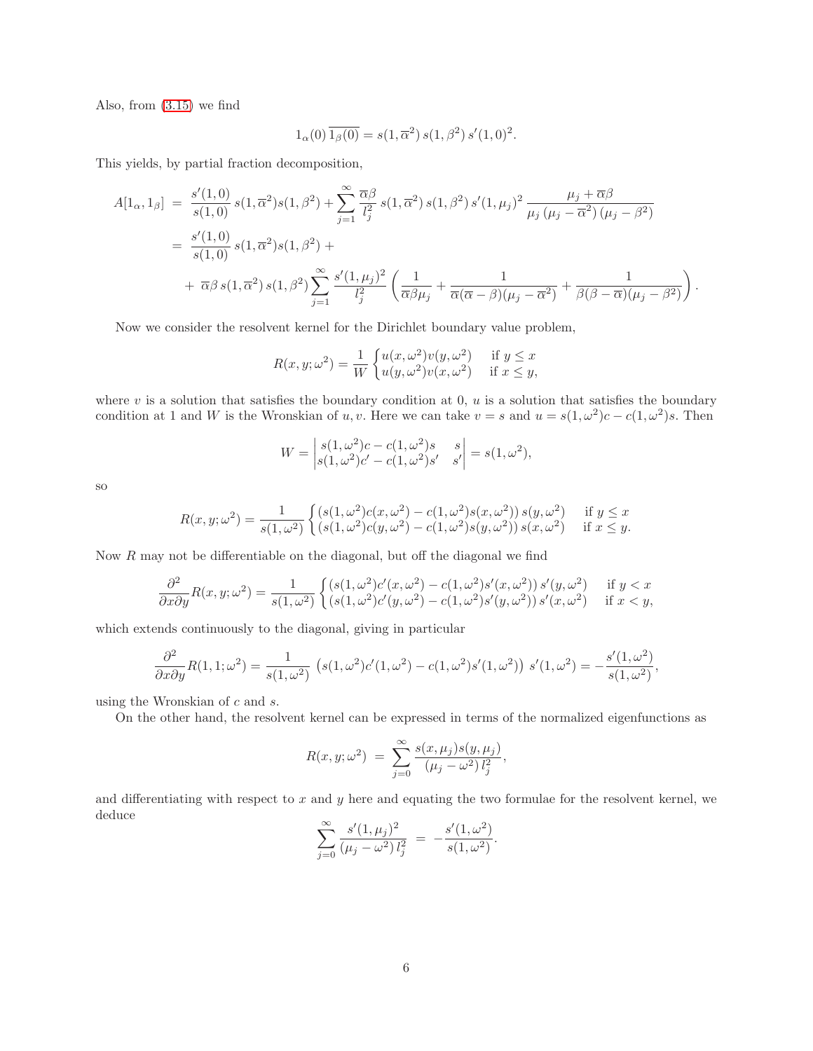Also, from (3.15) we find

$$1_\alpha(0)\,\overline{1_\beta(0)} = s(1,\overline{\alpha}^2)\,s(1,\beta^2)\,s'(1,0)^2.$$

This yields, by partial fraction decomposition,

$$\begin{aligned}
A[1_\alpha, 1_\beta] \;&=\; \frac{s'(1,0)}{s(1,0)}\,s(1,\overline{\alpha}^2)s(1,\beta^2) + \sum_{j=1}^{\infty} \frac{\overline{\alpha}\beta}{l_j^2}\,s(1,\overline{\alpha}^2)\,s(1,\beta^2)\,s'(1,\mu_j)^2\,\frac{\mu_j + \overline{\alpha}\beta}{\mu_j\,(\mu_j - \overline{\alpha}^2)\,(\mu_j - \beta^2)} \\
&=\; \frac{s'(1,0)}{s(1,0)}\,s(1,\overline{\alpha}^2)s(1,\beta^2) + \\
&\quad +\; \overline{\alpha}\beta\,s(1,\overline{\alpha}^2)\,s(1,\beta^2)\sum_{j=1}^{\infty}\frac{s'(1,\mu_j)^2}{l_j^2}\left(\frac{1}{\overline{\alpha}\beta\mu_j} + \frac{1}{\overline{\alpha}(\overline{\alpha}-\beta)(\mu_j - \overline{\alpha}^2)} + \frac{1}{\beta(\beta-\overline{\alpha})(\mu_j - \beta^2)}\right).
\end{aligned}$$

Now we consider the resolvent kernel for the Dirichlet boundary value problem,

$$R(x,y;\omega^2) = \frac{1}{W}\begin{cases} u(x,\omega^2)v(y,\omega^2) & \text{if } y \le x \\ u(y,\omega^2)v(x,\omega^2) & \text{if } x \le y, \end{cases}$$

where $v$ is a solution that satisfies the boundary condition at 0, $u$ is a solution that satisfies the boundary condition at 1 and $W$ is the Wronskian of $u, v$. Here we can take $v = s$ and $u = s(1,\omega^2)c - c(1,\omega^2)s$. Then

$$W = \begin{vmatrix} s(1,\omega^2)c - c(1,\omega^2)s & s \\ s(1,\omega^2)c' - c(1,\omega^2)s' & s' \end{vmatrix} = s(1,\omega^2),$$

so

$$R(x,y;\omega^2) = \frac{1}{s(1,\omega^2)}\begin{cases} \left(s(1,\omega^2)c(x,\omega^2) - c(1,\omega^2)s(x,\omega^2)\right)s(y,\omega^2) & \text{if } y \le x \\ \left(s(1,\omega^2)c(y,\omega^2) - c(1,\omega^2)s(y,\omega^2)\right)s(x,\omega^2) & \text{if } x \le y. \end{cases}$$

Now $R$ may not be differentiable on the diagonal, but off the diagonal we find

$$\frac{\partial^2}{\partial x \partial y}R(x,y;\omega^2) = \frac{1}{s(1,\omega^2)}\begin{cases} \left(s(1,\omega^2)c'(x,\omega^2) - c(1,\omega^2)s'(x,\omega^2)\right)s'(y,\omega^2) & \text{if } y < x \\ \left(s(1,\omega^2)c'(y,\omega^2) - c(1,\omega^2)s'(y,\omega^2)\right)s'(x,\omega^2) & \text{if } x < y, \end{cases}$$

which extends continuously to the diagonal, giving in particular

$$\frac{\partial^2}{\partial x \partial y}R(1,1;\omega^2) = \frac{1}{s(1,\omega^2)}\,\left(s(1,\omega^2)c'(1,\omega^2) - c(1,\omega^2)s'(1,\omega^2)\right)\,s'(1,\omega^2) = -\frac{s'(1,\omega^2)}{s(1,\omega^2)},$$

using the Wronskian of $c$ and $s$.

On the other hand, the resolvent kernel can be expressed in terms of the normalized eigenfunctions as

$$R(x,y;\omega^2) \;=\; \sum_{j=0}^{\infty}\frac{s(x,\mu_j)s(y,\mu_j)}{(\mu_j - \omega^2)\,l_j^2},$$

and differentiating with respect to $x$ and $y$ here and equating the two formulae for the resolvent kernel, we deduce

$$\sum_{j=0}^{\infty}\frac{s'(1,\mu_j)^2}{(\mu_j - \omega^2)\,l_j^2} \;=\; -\frac{s'(1,\omega^2)}{s(1,\omega^2)}.$$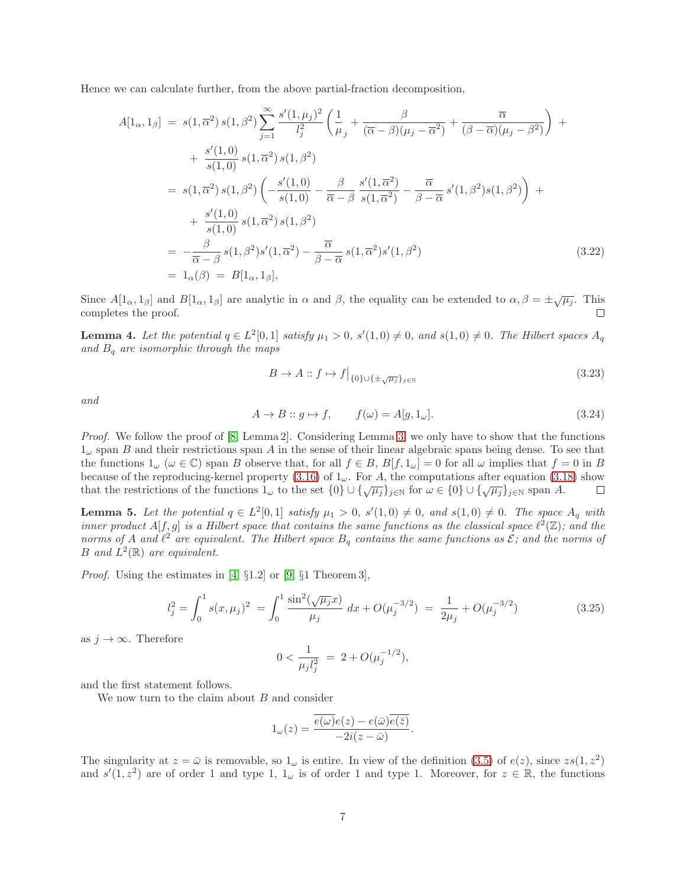Hence we can calculate further, from the above partial-fraction decomposition,

$$
\begin{aligned}
A[1_\alpha, 1_\beta] &= s(1,\overline{\alpha}^2)\, s(1,\beta^2) \sum_{j=1}^{\infty} \frac{s'(1,\mu_j)^2}{l_j^2} \left( \frac{1}{\mu_j} + \frac{\beta}{(\overline{\alpha}-\beta)(\mu_j - \overline{\alpha}^2)} + \frac{\overline{\alpha}}{(\beta - \overline{\alpha})(\mu_j - \beta^2)} \right) + \\
&\quad + \frac{s'(1,0)}{s(1,0)}\, s(1,\overline{\alpha}^2)\, s(1,\beta^2) \\
&= s(1,\overline{\alpha}^2)\, s(1,\beta^2) \left( -\frac{s'(1,0)}{s(1,0)} - \frac{\beta}{\overline{\alpha}-\beta} \frac{s'(1,\overline{\alpha}^2)}{s(1,\overline{\alpha}^2)} - \frac{\overline{\alpha}}{\beta - \overline{\alpha}} s'(1,\beta^2) s(1,\beta^2) \right) + \\
&\quad + \frac{s'(1,0)}{s(1,0)}\, s(1,\overline{\alpha}^2)\, s(1,\beta^2) \\
&= -\frac{\beta}{\overline{\alpha}-\beta}\, s(1,\beta^2) s'(1,\overline{\alpha}^2) - \frac{\overline{\alpha}}{\beta - \overline{\alpha}}\, s(1,\overline{\alpha}^2) s'(1,\beta^2) \qquad (3.22) \\
&= 1_\alpha(\beta) \;=\; B[1_\alpha, 1_\beta],
\end{aligned}
$$

Since $A[1_\alpha, 1_\beta]$ and $B[1_\alpha, 1_\beta]$ are analytic in $\alpha$ and $\beta$, the equality can be extended to $\alpha, \beta = \pm\sqrt{\mu_j}$. This completes the proof. ∎

**Lemma 4.** *Let the potential $q \in L^2[0,1]$ satisfy $\mu_1 > 0$, $s'(1,0) \neq 0$, and $s(1,0) \neq 0$. The Hilbert spaces $A_q$ and $B_q$ are isomorphic through the maps*

$$
B \to A :: f \mapsto f\big|_{\{0\}\cup\{\pm\sqrt{\mu_j}\}_{j\in\mathbb{N}}} \qquad (3.23)
$$

*and*

$$
A \to B :: g \mapsto f, \qquad f(\omega) = A[g, 1_\omega]. \qquad (3.24)
$$

*Proof.* We follow the proof of [8, Lemma 2]. Considering Lemma 3, we only have to show that the functions $1_\omega$ span $B$ and their restrictions span $A$ in the sense of their linear algebraic spans being dense. To see that the functions $1_\omega$ ($\omega \in \mathbb{C}$) span $B$ observe that, for all $f \in B$, $B[f, 1_\omega] = 0$ for all $\omega$ implies that $f = 0$ in $B$ because of the reproducing-kernel property (3.16) of $1_\omega$. For $A$, the computations after equation (3.18) show that the restrictions of the functions $1_\omega$ to the set $\{0\} \cup \{\sqrt{\mu_j}\}_{j\in\mathbb{N}}$ for $\omega \in \{0\} \cup \{\sqrt{\mu_j}\}_{j\in\mathbb{N}}$ span $A$. ∎

**Lemma 5.** *Let the potential $q \in L^2[0,1]$ satisfy $\mu_1 > 0$, $s'(1,0) \neq 0$, and $s(1,0) \neq 0$. The space $A_q$ with inner product $A[f,g]$ is a Hilbert space that contains the same functions as the classical space $\ell^2(\mathbb{Z})$; and the norms of $A$ and $\ell^2$ are equivalent. The Hilbert space $B_q$ contains the same functions as $\mathcal{E}$; and the norms of $B$ and $L^2(\mathbb{R})$ are equivalent.*

*Proof.* Using the estimates in [4, §1.2] or [9, §1 Theorem 3],

$$
l_j^2 = \int_0^1 s(x,\mu_j)^2 \;= \int_0^1 \frac{\sin^2(\sqrt{\mu_j}x)}{\mu_j}\, dx + O(\mu_j^{-3/2}) \;=\; \frac{1}{2\mu_j} + O(\mu_j^{-3/2}) \qquad (3.25)
$$

as $j \to \infty$. Therefore

$$
0 < \frac{1}{\mu_j l_j^2} \;=\; 2 + O(\mu_j^{-1/2}),
$$

and the first statement follows.

We now turn to the claim about $B$ and consider

$$
1_\omega(z) = \frac{\overline{e(\omega)}e(z) - e(\bar{\omega})\overline{e(\bar{z})}}{-2i(z-\bar{\omega})}.
$$

The singularity at $z = \bar{\omega}$ is removable, so $1_\omega$ is entire. In view of the definition (3.5) of $e(z)$, since $zs(1,z^2)$ and $s'(1,z^2)$ are of order 1 and type 1, $1_\omega$ is of order 1 and type 1. Moreover, for $z \in \mathbb{R}$, the functions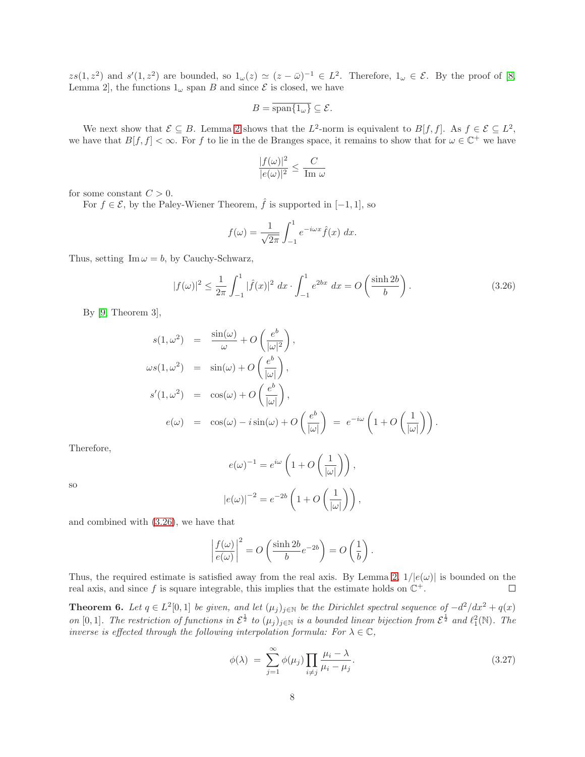$zs(1,z^2)$ and $s'(1,z^2)$ are bounded, so $1_\omega(z) \simeq (z-\bar{\omega})^{-1} \in L^2$. Therefore, $1_\omega \in \mathcal{E}$. By the proof of [8, Lemma 2], the functions $1_\omega$ span $B$ and since $\mathcal{E}$ is closed, we have

$$B = \overline{\operatorname{span}\{1_\omega\}} \subseteq \mathcal{E}.$$

We next show that $\mathcal{E} \subseteq B$. Lemma 2 shows that the $L^2$-norm is equivalent to $B[f,f]$. As $f \in \mathcal{E} \subseteq L^2$, we have that $B[f,f] < \infty$. For $f$ to lie in the de Branges space, it remains to show that for $\omega \in \mathbb{C}^+$ we have

$$\frac{|f(\omega)|^2}{|e(\omega)|^2} \leq \frac{C}{\operatorname{Im}\,\omega}$$

for some constant $C > 0$.

For $f \in \mathcal{E}$, by the Paley-Wiener Theorem, $\hat{f}$ is supported in $[-1,1]$, so

$$f(\omega) = \frac{1}{\sqrt{2\pi}} \int_{-1}^{1} e^{-i\omega x} \hat{f}(x)\, dx.$$

Thus, setting $\operatorname{Im}\omega = b$, by Cauchy-Schwarz,

$$|f(\omega)|^2 \leq \frac{1}{2\pi} \int_{-1}^{1} |\hat{f}(x)|^2\, dx \cdot \int_{-1}^{1} e^{2bx}\, dx = O\left(\frac{\sinh 2b}{b}\right). \tag{3.26}$$

By [9, Theorem 3],

$$\begin{aligned}
s(1,\omega^2) &= \frac{\sin(\omega)}{\omega} + O\left(\frac{e^b}{|\omega|^2}\right), \\
\omega s(1,\omega^2) &= \sin(\omega) + O\left(\frac{e^b}{|\omega|}\right), \\
s'(1,\omega^2) &= \cos(\omega) + O\left(\frac{e^b}{|\omega|}\right), \\
e(\omega) &= \cos(\omega) - i\sin(\omega) + O\left(\frac{e^b}{|\omega|}\right) \;=\; e^{-i\omega}\left(1 + O\left(\frac{1}{|\omega|}\right)\right).
\end{aligned}$$

Therefore,

$$e(\omega)^{-1} = e^{i\omega}\left(1 + O\left(\frac{1}{|\omega|}\right)\right),$$

so

$$|e(\omega)|^{-2} = e^{-2b}\left(1 + O\left(\frac{1}{|\omega|}\right)\right),$$

and combined with (3.26), we have that

$$\left|\frac{f(\omega)}{e(\omega)}\right|^2 = O\left(\frac{\sinh 2b}{b} e^{-2b}\right) = O\left(\frac{1}{b}\right).$$

Thus, the required estimate is satisfied away from the real axis. By Lemma 2, $1/|e(\omega)|$ is bounded on the real axis, and since $f$ is square integrable, this implies that the estimate holds on $\mathbb{C}^+$. $\square$

**Theorem 6.** *Let $q \in L^2[0,1]$ be given, and let $(\mu_j)_{j\in\mathbb{N}}$ be the Dirichlet spectral sequence of $-d^2/dx^2 + q(x)$ on $[0,1]$. The restriction of functions in $\mathcal{E}^{\frac{1}{2}}$ to $(\mu_j)_{j\in\mathbb{N}}$ is a bounded linear bijection from $\mathcal{E}^{\frac{1}{2}}$ and $\ell_1^2(\mathbb{N})$. The inverse is effected through the following interpolation formula: For $\lambda \in \mathbb{C}$,*

$$\phi(\lambda) \;=\; \sum_{j=1}^{\infty} \phi(\mu_j) \prod_{i\neq j} \frac{\mu_i - \lambda}{\mu_i - \mu_j}. \tag{3.27}$$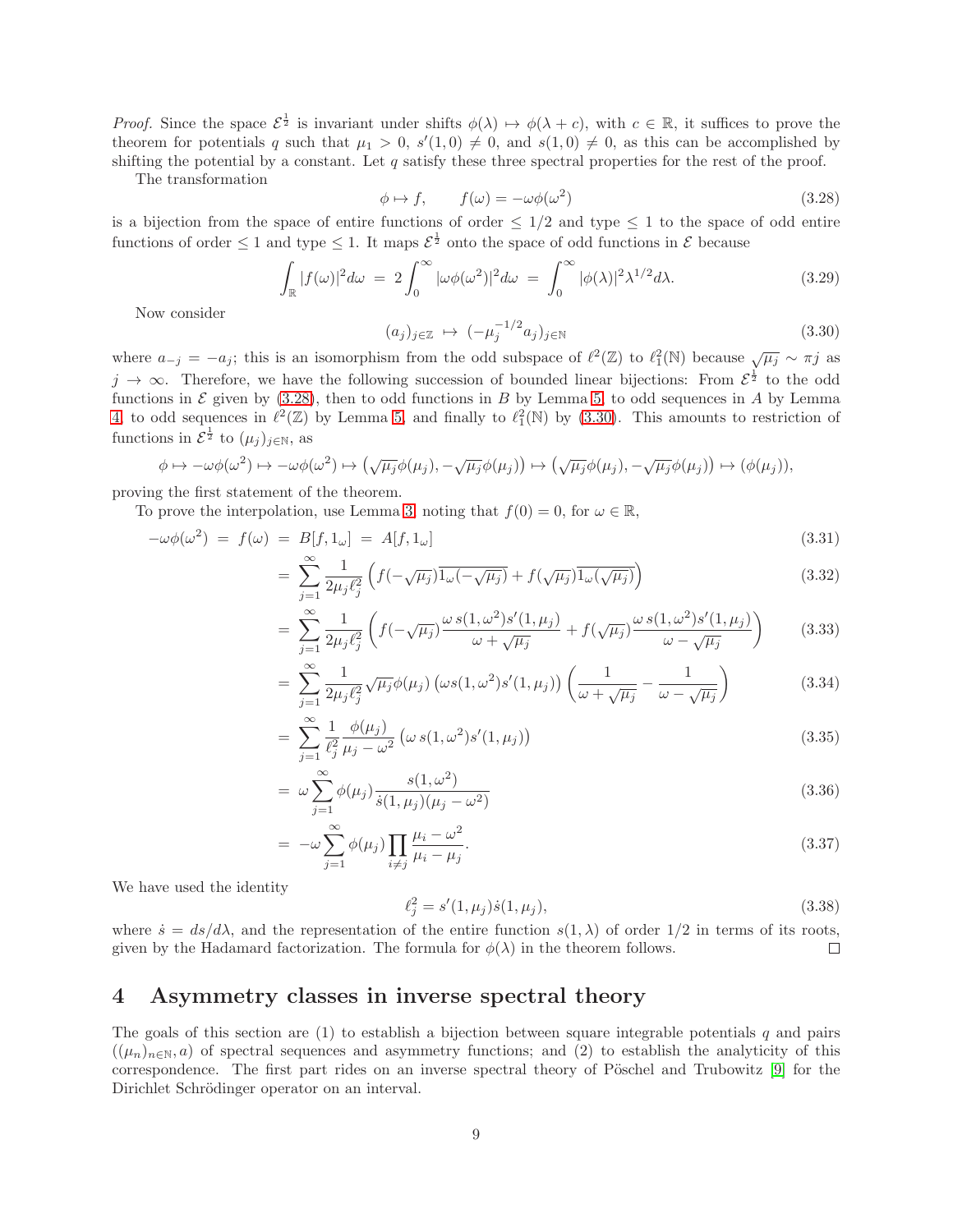*Proof.* Since the space $\mathcal{E}^{\frac{1}{2}}$ is invariant under shifts $\phi(\lambda) \mapsto \phi(\lambda + c)$, with $c \in \mathbb{R}$, it suffices to prove the theorem for potentials $q$ such that $\mu_1 > 0$, $s'(1,0) \neq 0$, and $s(1,0) \neq 0$, as this can be accomplished by shifting the potential by a constant. Let $q$ satisfy these three spectral properties for the rest of the proof.

The transformation

$$\phi \mapsto f, \qquad f(\omega) = -\omega\phi(\omega^2) \tag{3.28}$$

is a bijection from the space of entire functions of order $\leq 1/2$ and type $\leq 1$ to the space of odd entire functions of order $\leq 1$ and type $\leq 1$. It maps $\mathcal{E}^{\frac{1}{2}}$ onto the space of odd functions in $\mathcal{E}$ because

$$\int_{\mathbb{R}} |f(\omega)|^2 d\omega \;=\; 2\int_0^\infty |\omega\phi(\omega^2)|^2 d\omega \;=\; \int_0^\infty |\phi(\lambda)|^2 \lambda^{1/2} d\lambda. \tag{3.29}$$

Now consider

$$(a_j)_{j\in\mathbb{Z}} \;\mapsto\; (-\mu_j^{-1/2} a_j)_{j\in\mathbb{N}} \tag{3.30}$$

where $a_{-j} = -a_j$; this is an isomorphism from the odd subspace of $\ell^2(\mathbb{Z})$ to $\ell^2_1(\mathbb{N})$ because $\sqrt{\mu_j} \sim \pi j$ as $j \to \infty$. Therefore, we have the following succession of bounded linear bijections: From $\mathcal{E}^{\frac{1}{2}}$ to the odd functions in $\mathcal{E}$ given by (3.28), then to odd functions in $B$ by Lemma 5, to odd sequences in $A$ by Lemma 4, to odd sequences in $\ell^2(\mathbb{Z})$ by Lemma 5, and finally to $\ell^2_1(\mathbb{N})$ by (3.30). This amounts to restriction of functions in $\mathcal{E}^{\frac{1}{2}}$ to $(\mu_j)_{j\in\mathbb{N}}$, as

$$\phi \mapsto -\omega\phi(\omega^2) \mapsto -\omega\phi(\omega^2) \mapsto \left(\sqrt{\mu_j}\phi(\mu_j), -\sqrt{\mu_j}\phi(\mu_j)\right) \mapsto \left(\sqrt{\mu_j}\phi(\mu_j), -\sqrt{\mu_j}\phi(\mu_j)\right) \mapsto (\phi(\mu_j)),$$

proving the first statement of the theorem.

To prove the interpolation, use Lemma 3, noting that $f(0) = 0$, for $\omega \in \mathbb{R}$,

$$
\begin{aligned}
-\omega\phi(\omega^2) \;&=\; f(\omega) \;=\; B[f, 1_\omega] \;=\; A[f, 1_\omega] && (3.31)\\
&= \sum_{j=1}^\infty \frac{1}{2\mu_j \ell_j^2}\left( f(-\sqrt{\mu_j})\overline{1_\omega(-\sqrt{\mu_j})} + f(\sqrt{\mu_j})\overline{1_\omega(\sqrt{\mu_j})}\right) && (3.32)\\
&= \sum_{j=1}^\infty \frac{1}{2\mu_j \ell_j^2}\left( f(-\sqrt{\mu_j})\frac{\omega\, s(1,\omega^2)s'(1,\mu_j)}{\omega + \sqrt{\mu_j}} + f(\sqrt{\mu_j})\frac{\omega\, s(1,\omega^2)s'(1,\mu_j)}{\omega - \sqrt{\mu_j}}\right) && (3.33)\\
&= \sum_{j=1}^\infty \frac{1}{2\mu_j \ell_j^2}\sqrt{\mu_j}\phi(\mu_j)\left(\omega s(1,\omega^2)s'(1,\mu_j)\right)\left(\frac{1}{\omega+\sqrt{\mu_j}} - \frac{1}{\omega - \sqrt{\mu_j}}\right) && (3.34)\\
&= \sum_{j=1}^\infty \frac{1}{\ell_j^2}\frac{\phi(\mu_j)}{\mu_j - \omega^2}\left(\omega\, s(1,\omega^2)s'(1,\mu_j)\right) && (3.35)\\
&= \omega \sum_{j=1}^\infty \phi(\mu_j)\frac{s(1,\omega^2)}{\dot{s}(1,\mu_j)(\mu_j - \omega^2)} && (3.36)\\
&= -\omega \sum_{j=1}^\infty \phi(\mu_j)\prod_{i\neq j}\frac{\mu_i - \omega^2}{\mu_i - \mu_j}. && (3.37)
\end{aligned}
$$

We have used the identity

$$\ell_j^2 = s'(1,\mu_j)\dot{s}(1,\mu_j), \tag{3.38}$$

where $\dot{s} = ds/d\lambda$, and the representation of the entire function $s(1,\lambda)$ of order $1/2$ in terms of its roots, given by the Hadamard factorization. The formula for $\phi(\lambda)$ in the theorem follows. $\square$

# 4 Asymmetry classes in inverse spectral theory

The goals of this section are (1) to establish a bijection between square integrable potentials $q$ and pairs $((\mu_n)_{n\in\mathbb{N}}, a)$ of spectral sequences and asymmetry functions; and (2) to establish the analyticity of this correspondence. The first part rides on an inverse spectral theory of Pöschel and Trubowitz [9] for the Dirichlet Schrödinger operator on an interval.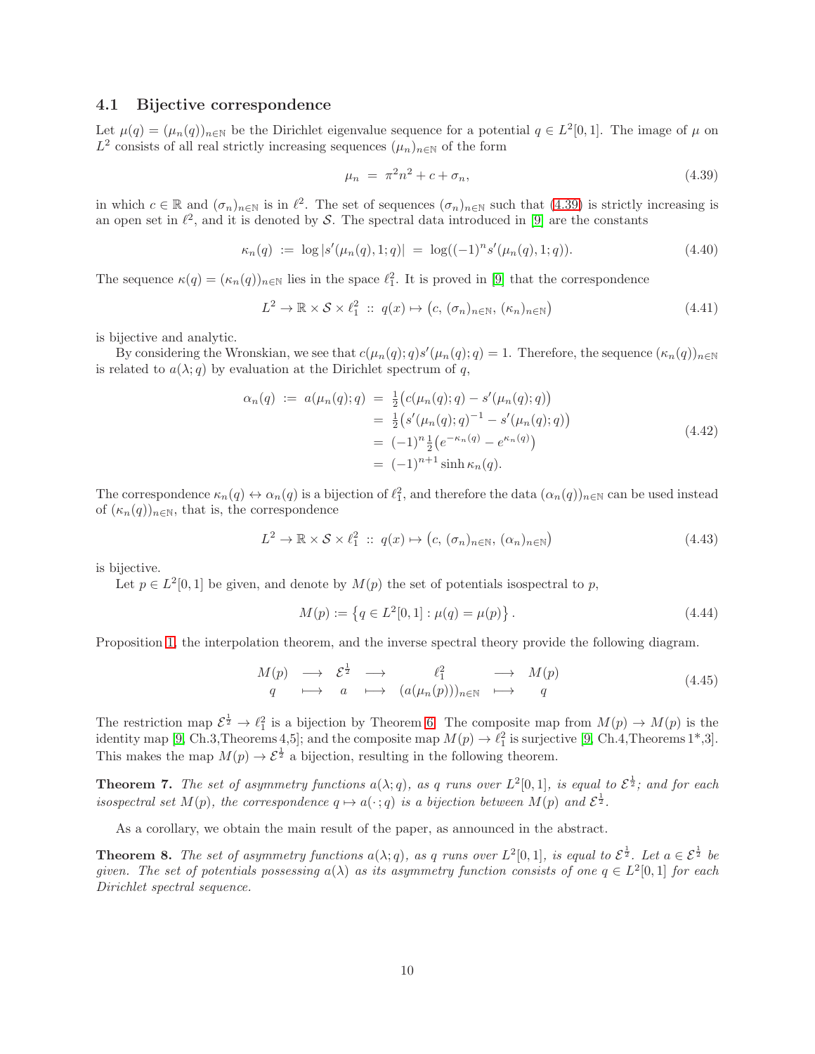### 4.1 Bijective correspondence

Let $\mu(q) = (\mu_n(q))_{n\in\mathbb{N}}$ be the Dirichlet eigenvalue sequence for a potential $q \in L^2[0,1]$. The image of $\mu$ on $L^2$ consists of all real strictly increasing sequences $(\mu_n)_{n\in\mathbb{N}}$ of the form

$$\mu_n \;=\; \pi^2 n^2 + c + \sigma_n, \tag{4.39}$$

in which $c \in \mathbb{R}$ and $(\sigma_n)_{n\in\mathbb{N}}$ is in $\ell^2$. The set of sequences $(\sigma_n)_{n\in\mathbb{N}}$ such that (4.39) is strictly increasing is an open set in $\ell^2$, and it is denoted by $\mathcal{S}$. The spectral data introduced in [9] are the constants

$$\kappa_n(q) \;:=\; \log|s'(\mu_n(q),1;q)| \;=\; \log((-1)^n s'(\mu_n(q),1;q)). \tag{4.40}$$

The sequence $\kappa(q) = (\kappa_n(q))_{n\in\mathbb{N}}$ lies in the space $\ell^2_1$. It is proved in [9] that the correspondence

$$L^2 \to \mathbb{R}\times\mathcal{S}\times\ell^2_1 \;::\; q(x) \mapsto \big(c,\,(\sigma_n)_{n\in\mathbb{N}},\,(\kappa_n)_{n\in\mathbb{N}}\big) \tag{4.41}$$

is bijective and analytic.

By considering the Wronskian, we see that $c(\mu_n(q);q)s'(\mu_n(q);q) = 1$. Therefore, the sequence $(\kappa_n(q))_{n\in\mathbb{N}}$ is related to $a(\lambda;q)$ by evaluation at the Dirichlet spectrum of $q$,

$$\begin{aligned}
\alpha_n(q) \;:=\; a(\mu_n(q);q) \;&=\; \tfrac{1}{2}\big(c(\mu_n(q);q) - s'(\mu_n(q);q)\big)\\
&=\; \tfrac{1}{2}\big(s'(\mu_n(q);q)^{-1} - s'(\mu_n(q);q)\big)\\
&=\; (-1)^n\tfrac{1}{2}\big(e^{-\kappa_n(q)} - e^{\kappa_n(q)}\big)\\
&=\; (-1)^{n+1}\sinh\kappa_n(q).
\end{aligned} \tag{4.42}$$

The correspondence $\kappa_n(q) \leftrightarrow \alpha_n(q)$ is a bijection of $\ell^2_1$, and therefore the data $(\alpha_n(q))_{n\in\mathbb{N}}$ can be used instead of $(\kappa_n(q))_{n\in\mathbb{N}}$, that is, the correspondence

$$L^2 \to \mathbb{R}\times\mathcal{S}\times\ell^2_1 \;::\; q(x) \mapsto \big(c,\,(\sigma_n)_{n\in\mathbb{N}},\,(\alpha_n)_{n\in\mathbb{N}}\big) \tag{4.43}$$

is bijective.

Let $p \in L^2[0,1]$ be given, and denote by $M(p)$ the set of potentials isospectral to $p$,

$$M(p) := \left\{q \in L^2[0,1] : \mu(q) = \mu(p)\right\}. \tag{4.44}$$

Proposition 1, the interpolation theorem, and the inverse spectral theory provide the following diagram.

$$\begin{array}{ccccccc}
M(p) & \longrightarrow & \mathcal{E}^{\frac{1}{2}} & \longrightarrow & \ell^2_1 & \longrightarrow & M(p)\\
q & \longmapsto & a & \longmapsto & (a(\mu_n(p)))_{n\in\mathbb{N}} & \longmapsto & q
\end{array} \tag{4.45}$$

The restriction map $\mathcal{E}^{\frac{1}{2}} \to \ell^2_1$ is a bijection by Theorem 6. The composite map from $M(p) \to M(p)$ is the identity map [9, Ch.3,Theorems 4,5]; and the composite map $M(p) \to \ell^2_1$ is surjective [9, Ch.4,Theorems 1*,3]. This makes the map $M(p) \to \mathcal{E}^{\frac{1}{2}}$ a bijection, resulting in the following theorem.

**Theorem 7.** *The set of asymmetry functions $a(\lambda;q)$, as $q$ runs over $L^2[0,1]$, is equal to $\mathcal{E}^{\frac{1}{2}}$; and for each isospectral set $M(p)$, the correspondence $q \mapsto a(\cdot\,;q)$ is a bijection between $M(p)$ and $\mathcal{E}^{\frac{1}{2}}$.*

As a corollary, we obtain the main result of the paper, as announced in the abstract.

**Theorem 8.** *The set of asymmetry functions $a(\lambda;q)$, as $q$ runs over $L^2[0,1]$, is equal to $\mathcal{E}^{\frac{1}{2}}$. Let $a \in \mathcal{E}^{\frac{1}{2}}$ be given. The set of potentials possessing $a(\lambda)$ as its asymmetry function consists of one $q \in L^2[0,1]$ for each Dirichlet spectral sequence.*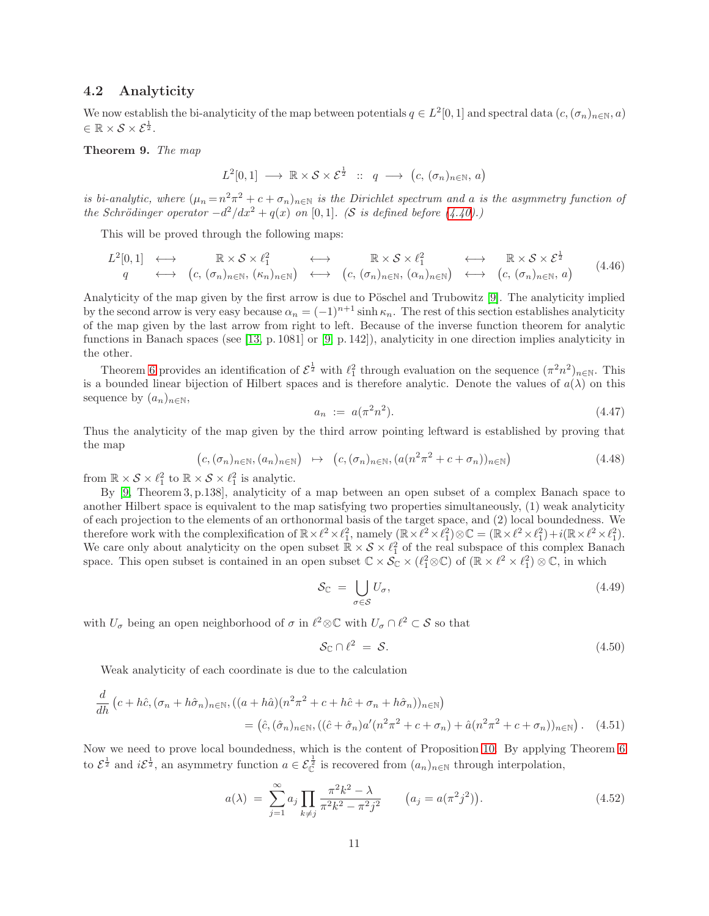## 4.2 Analyticity

We now establish the bi-analyticity of the map between potentials $q \in L^2[0,1]$ and spectral data $(c, (\sigma_n)_{n\in\mathbb{N}}, a) \in \mathbb{R} \times \mathcal{S} \times \mathcal{E}^{\frac{1}{2}}$.

**Theorem 9.** *The map*

$$L^2[0,1] \longrightarrow \mathbb{R} \times \mathcal{S} \times \mathcal{E}^{\frac{1}{2}} \;\; :: \;\; q \longrightarrow \big(c, \, (\sigma_n)_{n\in\mathbb{N}}, \, a\big)$$

*is bi-analytic, where $(\mu_n = n^2\pi^2 + c + \sigma_n)_{n\in\mathbb{N}}$ is the Dirichlet spectrum and $a$ is the asymmetry function of the Schrödinger operator $-d^2/dx^2 + q(x)$ on $[0,1]$. ($\mathcal{S}$ is defined before (4.40).)*

This will be proved through the following maps:

$$\begin{array}{ccccccc} L^2[0,1] & \longleftrightarrow & \mathbb{R}\times\mathcal{S}\times\ell^2_1 & \longleftrightarrow & \mathbb{R}\times\mathcal{S}\times\ell^2_1 & \longleftrightarrow & \mathbb{R}\times\mathcal{S}\times\mathcal{E}^{\frac{1}{2}} \\ q & \longleftrightarrow & \big(c, \, (\sigma_n)_{n\in\mathbb{N}}, \, (\kappa_n)_{n\in\mathbb{N}}\big) & \longleftrightarrow & \big(c, \, (\sigma_n)_{n\in\mathbb{N}}, \, (\alpha_n)_{n\in\mathbb{N}}\big) & \longleftrightarrow & \big(c, \, (\sigma_n)_{n\in\mathbb{N}}, \, a\big) \end{array} \tag{4.46}$$

Analyticity of the map given by the first arrow is due to Pöschel and Trubowitz [9]. The analyticity implied by the second arrow is very easy because $\alpha_n = (-1)^{n+1}\sinh\kappa_n$. The rest of this section establishes analyticity of the map given by the last arrow from right to left. Because of the inverse function theorem for analytic functions in Banach spaces (see [13, p. 1081] or [9, p. 142]), analyticity in one direction implies analyticity in the other.

Theorem 6 provides an identification of $\mathcal{E}^{\frac{1}{2}}$ with $\ell^2_1$ through evaluation on the sequence $(\pi^2 n^2)_{n\in\mathbb{N}}$. This is a bounded linear bijection of Hilbert spaces and is therefore analytic. Denote the values of $a(\lambda)$ on this sequence by $(a_n)_{n\in\mathbb{N}}$,

$$a_n \;:=\; a(\pi^2 n^2). \tag{4.47}$$

Thus the analyticity of the map given by the third arrow pointing leftward is established by proving that the map

$$\big(c, (\sigma_n)_{n\in\mathbb{N}}, (a_n)_{n\in\mathbb{N}}\big) \;\;\mapsto\;\; \big(c, (\sigma_n)_{n\in\mathbb{N}}, (a(n^2\pi^2 + c + \sigma_n))_{n\in\mathbb{N}}\big) \tag{4.48}$$

from $\mathbb{R}\times\mathcal{S}\times\ell^2_1$ to $\mathbb{R}\times\mathcal{S}\times\ell^2_1$ is analytic.

By [9, Theorem 3, p.138], analyticity of a map between an open subset of a complex Banach space to another Hilbert space is equivalent to the map satisfying two properties simultaneously, (1) weak analyticity of each projection to the elements of an orthonormal basis of the target space, and (2) local boundedness. We therefore work with the complexification of $\mathbb{R}\times\ell^2\times\ell^2_1$, namely $(\mathbb{R}\times\ell^2\times\ell^2_1)\otimes\mathbb{C} = (\mathbb{R}\times\ell^2\times\ell^2_1)+i(\mathbb{R}\times\ell^2\times\ell^2_1)$. We care only about analyticity on the open subset $\mathbb{R}\times\mathcal{S}\times\ell^2_1$ of the real subspace of this complex Banach space. This open subset is contained in an open subset $\mathbb{C}\times\mathcal{S}_\mathbb{C}\times(\ell^2_1\otimes\mathbb{C})$ of $(\mathbb{R}\times\ell^2\times\ell^2_1)\otimes\mathbb{C}$, in which

$$\mathcal{S}_\mathbb{C} \;=\; \bigcup_{\sigma\in\mathcal{S}} U_\sigma, \tag{4.49}$$

with $U_\sigma$ being an open neighborhood of $\sigma$ in $\ell^2\otimes\mathbb{C}$ with $U_\sigma \cap \ell^2 \subset \mathcal{S}$ so that

$$\mathcal{S}_\mathbb{C} \cap \ell^2 \;=\; \mathcal{S}. \tag{4.50}$$

Weak analyticity of each coordinate is due to the calculation

$$\begin{aligned} &\frac{d}{dh}\big(c+h\hat{c}, (\sigma_n + h\hat{\sigma}_n)_{n\in\mathbb{N}}, ((a+h\hat{a})(n^2\pi^2 + c + h\hat{c} + \sigma_n + h\hat{\sigma}_n))_{n\in\mathbb{N}}\big) \\ &\qquad\qquad = \big(\hat{c}, (\hat{\sigma}_n)_{n\in\mathbb{N}}, ((\hat{c}+\hat{\sigma}_n)a'(n^2\pi^2 + c + \sigma_n) + \hat{a}(n^2\pi^2 + c + \sigma_n))_{n\in\mathbb{N}}\big)\,. \end{aligned} \tag{4.51}$$

Now we need to prove local boundedness, which is the content of Proposition 10. By applying Theorem 6 to $\mathcal{E}^{\frac{1}{2}}$ and $i\mathcal{E}^{\frac{1}{2}}$, an asymmetry function $a \in \mathcal{E}^{\frac{1}{2}}_\mathbb{C}$ is recovered from $(a_n)_{n\in\mathbb{N}}$ through interpolation,

$$a(\lambda) \;=\; \sum_{j=1}^{\infty} a_j \prod_{k\neq j} \frac{\pi^2 k^2 - \lambda}{\pi^2 k^2 - \pi^2 j^2} \qquad \big(a_j = a(\pi^2 j^2)\big). \tag{4.52}$$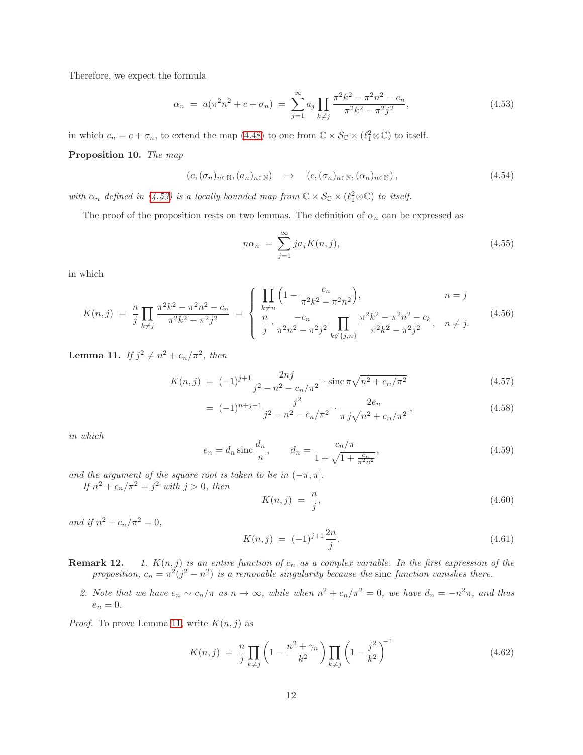Therefore, we expect the formula

$$\alpha_n \;=\; a(\pi^2 n^2 + c + \sigma_n) \;=\; \sum_{j=1}^{\infty} a_j \prod_{k\neq j} \frac{\pi^2k^2 - \pi^2n^2 - c_n}{\pi^2k^2 - \pi^2j^2}, \tag{4.53}$$

in which $c_n = c + \sigma_n$, to extend the map (4.48) to one from $\mathbb{C} \times \mathcal{S}_\mathbb{C} \times (\ell^2_1 \otimes \mathbb{C})$ to itself.

**Proposition 10.** *The map*

$$(c, (\sigma_n)_{n\in\mathbb{N}}, (a_n)_{n\in\mathbb{N}}) \quad\mapsto\quad (c, (\sigma_n)_{n\in\mathbb{N}}, (\alpha_n)_{n\in\mathbb{N}}), \tag{4.54}$$

*with $\alpha_n$ defined in (4.53) is a locally bounded map from $\mathbb{C} \times \mathcal{S}_\mathbb{C} \times (\ell^2_1 \otimes \mathbb{C})$ to itself.*

The proof of the proposition rests on two lemmas. The definition of $\alpha_n$ can be expressed as

$$n\alpha_n \;=\; \sum_{j=1}^{\infty} j a_j K(n,j), \tag{4.55}$$

in which

$$K(n,j) \;=\; \frac{n}{j}\prod_{k\neq j}\frac{\pi^2k^2 - \pi^2n^2 - c_n}{\pi^2k^2 - \pi^2j^2} \;=\; \begin{cases} \displaystyle\prod_{k\neq n}\left(1 - \frac{c_n}{\pi^2k^2 - \pi^2n^2}\right), & n = j \\[2ex] \displaystyle\frac{n}{j}\cdot\frac{-c_n}{\pi^2n^2 - \pi^2j^2}\prod_{k\notin\{j,n\}}\frac{\pi^2k^2 - \pi^2n^2 - c_k}{\pi^2k^2 - \pi^2j^2}, & n \neq j. \end{cases} \tag{4.56}$$

**Lemma 11.** *If $j^2 \neq n^2 + c_n/\pi^2$, then*

$$K(n,j) \;=\; (-1)^{j+1}\frac{2nj}{j^2 - n^2 - c_n/\pi^2}\cdot \operatorname{sinc}\pi\sqrt{n^2 + c_n/\pi^2} \tag{4.57}$$

$$\;=\; (-1)^{n+j+1}\frac{j^2}{j^2 - n^2 - c_n/\pi^2}\cdot\frac{2e_n}{\pi\, j\sqrt{n^2 + c_n/\pi^2}}, \tag{4.58}$$

*in which*

$$e_n = d_n \operatorname{sinc}\frac{d_n}{n}, \qquad d_n = \frac{c_n/\pi}{1 + \sqrt{1 + \frac{c_n}{\pi^2 n^2}}}, \tag{4.59}$$

*and the argument of the square root is taken to lie in $(-\pi, \pi]$.*

*If $n^2 + c_n/\pi^2 = j^2$ with $j > 0$, then*

$$K(n,j) \;=\; \frac{n}{j}, \tag{4.60}$$

*and if $n^2 + c_n/\pi^2 = 0$,*

$$K(n,j) \;=\; (-1)^{j+1}\frac{2n}{j}. \tag{4.61}$$

**Remark 12.**

1. *$K(n,j)$ is an entire function of $c_n$ as a complex variable. In the first expression of the proposition, $c_n = \pi^2(j^2 - n^2)$ is a removable singularity because the sinc function vanishes there.*
2. *Note that we have $e_n \sim c_n/\pi$ as $n \to \infty$, while when $n^2 + c_n/\pi^2 = 0$, we have $d_n = -n^2\pi$, and thus $e_n = 0$.*

*Proof.* To prove Lemma 11, write $K(n,j)$ as

$$K(n,j) \;=\; \frac{n}{j}\prod_{k\neq j}\left(1 - \frac{n^2 + \gamma_n}{k^2}\right)\prod_{k\neq j}\left(1 - \frac{j^2}{k^2}\right)^{-1} \tag{4.62}$$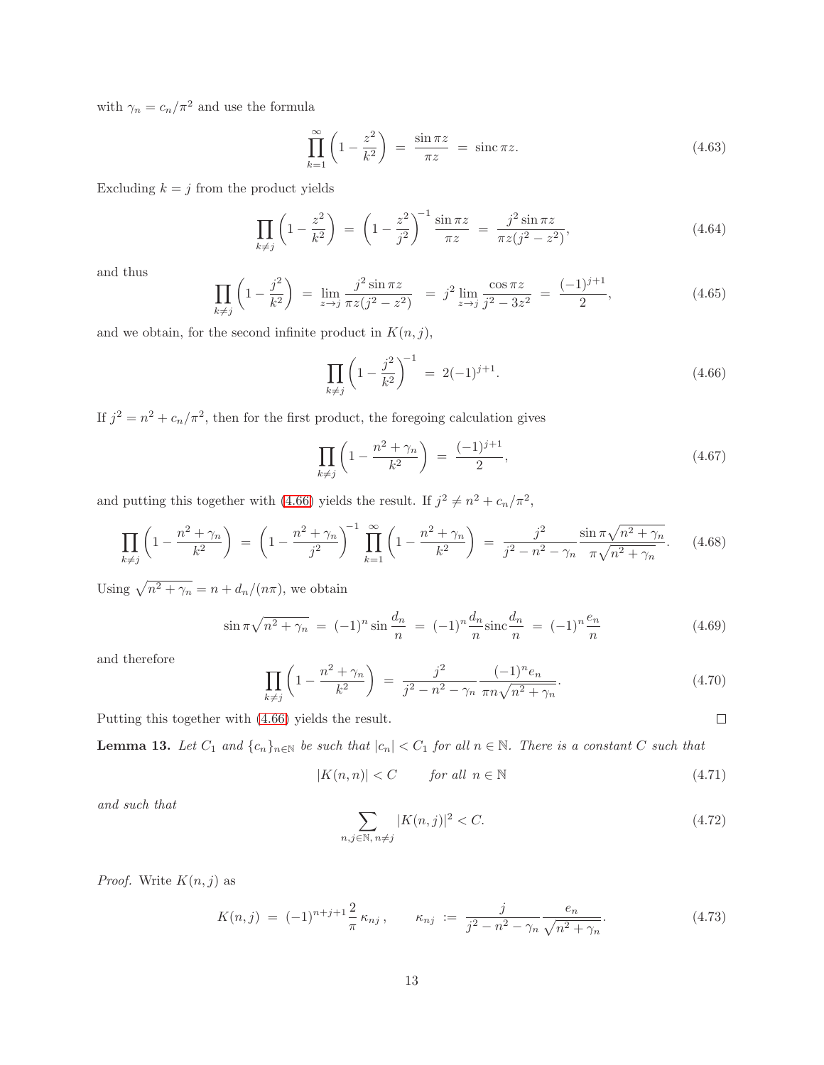with $\gamma_n = c_n/\pi^2$ and use the formula

$$\prod_{k=1}^{\infty}\left(1-\frac{z^2}{k^2}\right) \;=\; \frac{\sin \pi z}{\pi z} \;=\; \operatorname{sinc} \pi z. \tag{4.63}$$

Excluding $k = j$ from the product yields

$$\prod_{k\neq j}\left(1-\frac{z^2}{k^2}\right) \;=\; \left(1-\frac{z^2}{j^2}\right)^{-1}\frac{\sin \pi z}{\pi z} \;=\; \frac{j^2 \sin \pi z}{\pi z (j^2 - z^2)}, \tag{4.64}$$

and thus

$$\prod_{k\neq j}\left(1-\frac{j^2}{k^2}\right) \;=\; \lim_{z\to j}\frac{j^2 \sin \pi z}{\pi z(j^2-z^2)} \;=\; j^2 \lim_{z\to j}\frac{\cos \pi z}{j^2 - 3z^2} \;=\; \frac{(-1)^{j+1}}{2}, \tag{4.65}$$

and we obtain, for the second infinite product in $K(n,j)$,

$$\prod_{k\neq j}\left(1-\frac{j^2}{k^2}\right)^{-1} \;=\; 2(-1)^{j+1}. \tag{4.66}$$

If $j^2 = n^2 + c_n/\pi^2$, then for the first product, the foregoing calculation gives

$$\prod_{k\neq j}\left(1-\frac{n^2+\gamma_n}{k^2}\right) \;=\; \frac{(-1)^{j+1}}{2}, \tag{4.67}$$

and putting this together with (4.66) yields the result. If $j^2 \neq n^2 + c_n/\pi^2$,

$$\prod_{k\neq j}\left(1-\frac{n^2+\gamma_n}{k^2}\right) \;=\; \left(1-\frac{n^2+\gamma_n}{j^2}\right)^{-1}\prod_{k=1}^{\infty}\left(1-\frac{n^2+\gamma_n}{k^2}\right) \;=\; \frac{j^2}{j^2-n^2-\gamma_n}\frac{\sin \pi\sqrt{n^2+\gamma_n}}{\pi\sqrt{n^2+\gamma_n}}. \tag{4.68}$$

Using $\sqrt{n^2+\gamma_n} = n + d_n/(n\pi)$, we obtain

$$\sin \pi\sqrt{n^2+\gamma_n} \;=\; (-1)^n \sin\frac{d_n}{n} \;=\; (-1)^n\frac{d_n}{n}\operatorname{sinc}\frac{d_n}{n} \;=\; (-1)^n\frac{e_n}{n} \tag{4.69}$$

and therefore

$$\prod_{k\neq j}\left(1-\frac{n^2+\gamma_n}{k^2}\right) \;=\; \frac{j^2}{j^2-n^2-\gamma_n}\frac{(-1)^n e_n}{\pi n\sqrt{n^2+\gamma_n}}. \tag{4.70}$$

Putting this together with (4.66) yields the result. ∎

**Lemma 13.** *Let $C_1$ and $\{c_n\}_{n\in\mathbb{N}}$ be such that $|c_n| < C_1$ for all $n \in \mathbb{N}$. There is a constant $C$ such that*

$$|K(n,n)| < C \qquad \textit{for all } n\in\mathbb{N} \tag{4.71}$$

*and such that*

$$\sum_{n,j\in\mathbb{N},\, n\neq j} |K(n,j)|^2 < C. \tag{4.72}$$

*Proof.* Write $K(n,j)$ as

$$K(n,j) \;=\; (-1)^{n+j+1}\frac{2}{\pi}\,\kappa_{nj}\,, \qquad \kappa_{nj} \;:=\; \frac{j}{j^2-n^2-\gamma_n}\frac{e_n}{\sqrt{n^2+\gamma_n}}. \tag{4.73}$$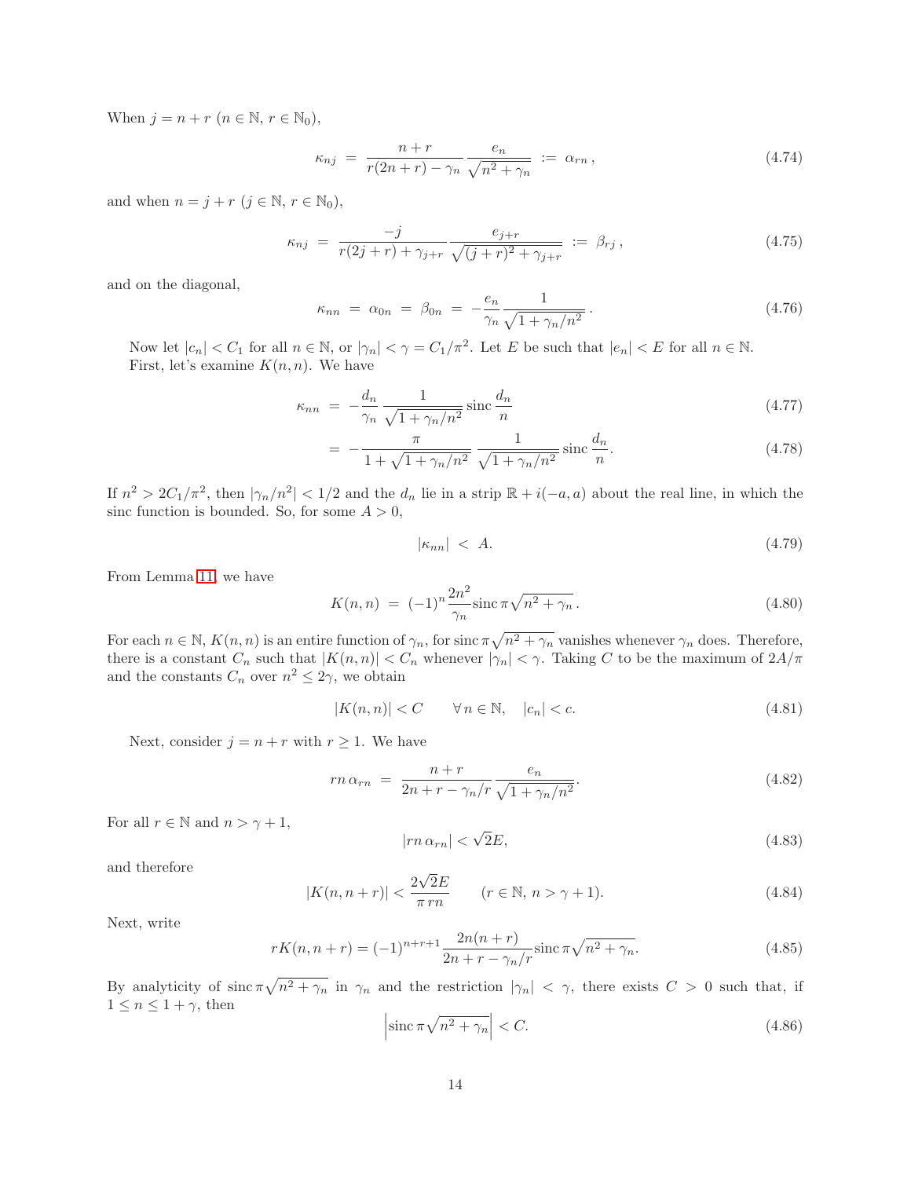When $j = n + r$ ($n \in \mathbb{N}$, $r \in \mathbb{N}_0$),

$$\kappa_{nj} \;=\; \frac{n+r}{r(2n+r)-\gamma_n}\,\frac{e_n}{\sqrt{n^2+\gamma_n}} \;:=\; \alpha_{rn}\,, \tag{4.74}$$

and when $n = j + r$ ($j \in \mathbb{N}$, $r \in \mathbb{N}_0$),

$$\kappa_{nj} \;=\; \frac{-j}{r(2j+r)+\gamma_{j+r}}\,\frac{e_{j+r}}{\sqrt{(j+r)^2+\gamma_{j+r}}} \;:=\; \beta_{rj}\,, \tag{4.75}$$

and on the diagonal,

$$\kappa_{nn} \;=\; \alpha_{0n} \;=\; \beta_{0n} \;=\; -\frac{e_n}{\gamma_n}\,\frac{1}{\sqrt{1+\gamma_n/n^2}}\,. \tag{4.76}$$

Now let $|c_n| < C_1$ for all $n \in \mathbb{N}$, or $|\gamma_n| < \gamma = C_1/\pi^2$. Let $E$ be such that $|e_n| < E$ for all $n \in \mathbb{N}$. First, let's examine $K(n,n)$. We have

$$\kappa_{nn} \;=\; -\frac{d_n}{\gamma_n}\,\frac{1}{\sqrt{1+\gamma_n/n^2}}\,\mathrm{sinc}\,\frac{d_n}{n} \tag{4.77}$$

$$\;=\; -\frac{\pi}{1+\sqrt{1+\gamma_n/n^2}}\,\frac{1}{\sqrt{1+\gamma_n/n^2}}\,\mathrm{sinc}\,\frac{d_n}{n}. \tag{4.78}$$

If $n^2 > 2C_1/\pi^2$, then $|\gamma_n/n^2| < 1/2$ and the $d_n$ lie in a strip $\mathbb{R} + i(-a,a)$ about the real line, in which the sinc function is bounded. So, for some $A > 0$,

$$|\kappa_{nn}| \;<\; A. \tag{4.79}$$

From Lemma 11, we have

$$K(n,n) \;=\; (-1)^n\,\frac{2n^2}{\gamma_n}\,\mathrm{sinc}\,\pi\sqrt{n^2+\gamma_n}\,. \tag{4.80}$$

For each $n \in \mathbb{N}$, $K(n,n)$ is an entire function of $\gamma_n$, for $\mathrm{sinc}\,\pi\sqrt{n^2+\gamma_n}$ vanishes whenever $\gamma_n$ does. Therefore, there is a constant $C_n$ such that $|K(n,n)| < C_n$ whenever $|\gamma_n| < \gamma$. Taking $C$ to be the maximum of $2A/\pi$ and the constants $C_n$ over $n^2 \leq 2\gamma$, we obtain

$$|K(n,n)| < C \qquad \forall\, n \in \mathbb{N}, \quad |c_n| < c. \tag{4.81}$$

Next, consider $j = n + r$ with $r \geq 1$. We have

$$rn\,\alpha_{rn} \;=\; \frac{n+r}{2n+r-\gamma_n/r}\,\frac{e_n}{\sqrt{1+\gamma_n/n^2}}. \tag{4.82}$$

For all $r \in \mathbb{N}$ and $n > \gamma + 1$,

$$|rn\,\alpha_{rn}| < \sqrt{2}E, \tag{4.83}$$

and therefore

$$|K(n,n+r)| < \frac{2\sqrt{2}E}{\pi\, rn} \qquad (r \in \mathbb{N},\; n > \gamma + 1). \tag{4.84}$$

Next, write

$$rK(n,n+r) = (-1)^{n+r+1}\,\frac{2n(n+r)}{2n+r-\gamma_n/r}\,\mathrm{sinc}\,\pi\sqrt{n^2+\gamma_n}. \tag{4.85}$$

By analyticity of $\mathrm{sinc}\,\pi\sqrt{n^2+\gamma_n}$ in $\gamma_n$ and the restriction $|\gamma_n| < \gamma$, there exists $C > 0$ such that, if $1 \leq n \leq 1 + \gamma$, then

$$\left|\mathrm{sinc}\,\pi\sqrt{n^2+\gamma_n}\right| < C. \tag{4.86}$$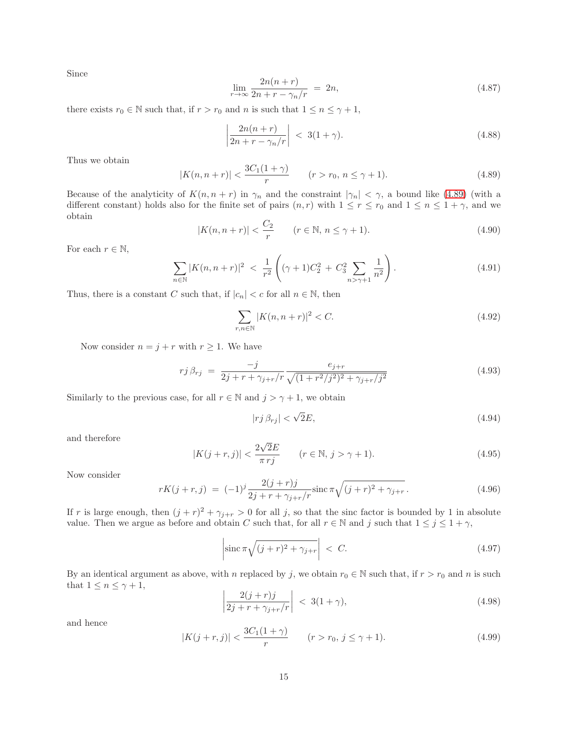Since

$$\lim_{r\to\infty} \frac{2n(n+r)}{2n+r-\gamma_n/r} \;=\; 2n, \tag{4.87}$$

there exists $r_0 \in \mathbb{N}$ such that, if $r > r_0$ and $n$ is such that $1 \le n \le \gamma + 1$,

$$\left| \frac{2n(n+r)}{2n+r-\gamma_n/r} \right| \;<\; 3(1+\gamma). \tag{4.88}$$

Thus we obtain

$$|K(n,n+r)| < \frac{3C_1(1+\gamma)}{r} \qquad (r > r_0,\; n \le \gamma+1). \tag{4.89}$$

Because of the analyticity of $K(n,n+r)$ in $\gamma_n$ and the constraint $|\gamma_n| < \gamma$, a bound like (4.89) (with a different constant) holds also for the finite set of pairs $(n,r)$ with $1 \le r \le r_0$ and $1 \le n \le 1+\gamma$, and we obtain

$$|K(n,n+r)| < \frac{C_2}{r} \qquad (r \in \mathbb{N},\; n \le \gamma+1). \tag{4.90}$$

For each $r \in \mathbb{N}$,

$$\sum_{n\in\mathbb{N}} |K(n,n+r)|^2 \;<\; \frac{1}{r^2}\left( (\gamma+1)C_2^2 \;+\; C_3^2 \sum_{n>\gamma+1} \frac{1}{n^2} \right). \tag{4.91}$$

Thus, there is a constant $C$ such that, if $|c_n| < c$ for all $n \in \mathbb{N}$, then

$$\sum_{r,n\in\mathbb{N}} |K(n,n+r)|^2 < C. \tag{4.92}$$

Now consider $n = j + r$ with $r \ge 1$. We have

$$rj\,\beta_{rj} \;=\; \frac{-j}{2j+r+\gamma_{j+r}/r}\,\frac{e_{j+r}}{\sqrt{(1+r^2/j^2)^2 + \gamma_{j+r}/j^2}} \tag{4.93}$$

Similarly to the previous case, for all $r \in \mathbb{N}$ and $j > \gamma + 1$, we obtain

$$|rj\,\beta_{rj}| < \sqrt{2}E, \tag{4.94}$$

and therefore

$$|K(j+r,j)| < \frac{2\sqrt{2}E}{\pi\, rj} \qquad (r \in \mathbb{N},\; j > \gamma+1). \tag{4.95}$$

Now consider

$$rK(j+r,j) \;=\; (-1)^j \frac{2(j+r)j}{2j+r+\gamma_{j+r}/r} \operatorname{sinc} \pi\sqrt{(j+r)^2 + \gamma_{j+r}}\,. \tag{4.96}$$

If $r$ is large enough, then $(j+r)^2 + \gamma_{j+r} > 0$ for all $j$, so that the sinc factor is bounded by 1 in absolute value. Then we argue as before and obtain $C$ such that, for all $r \in \mathbb{N}$ and $j$ such that $1 \le j \le 1 + \gamma$,

$$\left| \operatorname{sinc} \pi\sqrt{(j+r)^2 + \gamma_{j+r}} \right| \;<\; C. \tag{4.97}$$

By an identical argument as above, with $n$ replaced by $j$, we obtain $r_0 \in \mathbb{N}$ such that, if $r > r_0$ and $n$ is such that $1 \le n \le \gamma + 1$,

$$\left| \frac{2(j+r)j}{2j+r+\gamma_{j+r}/r} \right| \;<\; 3(1+\gamma), \tag{4.98}$$

and hence

$$|K(j+r,j)| < \frac{3C_1(1+\gamma)}{r} \qquad (r > r_0,\; j \le \gamma+1). \tag{4.99}$$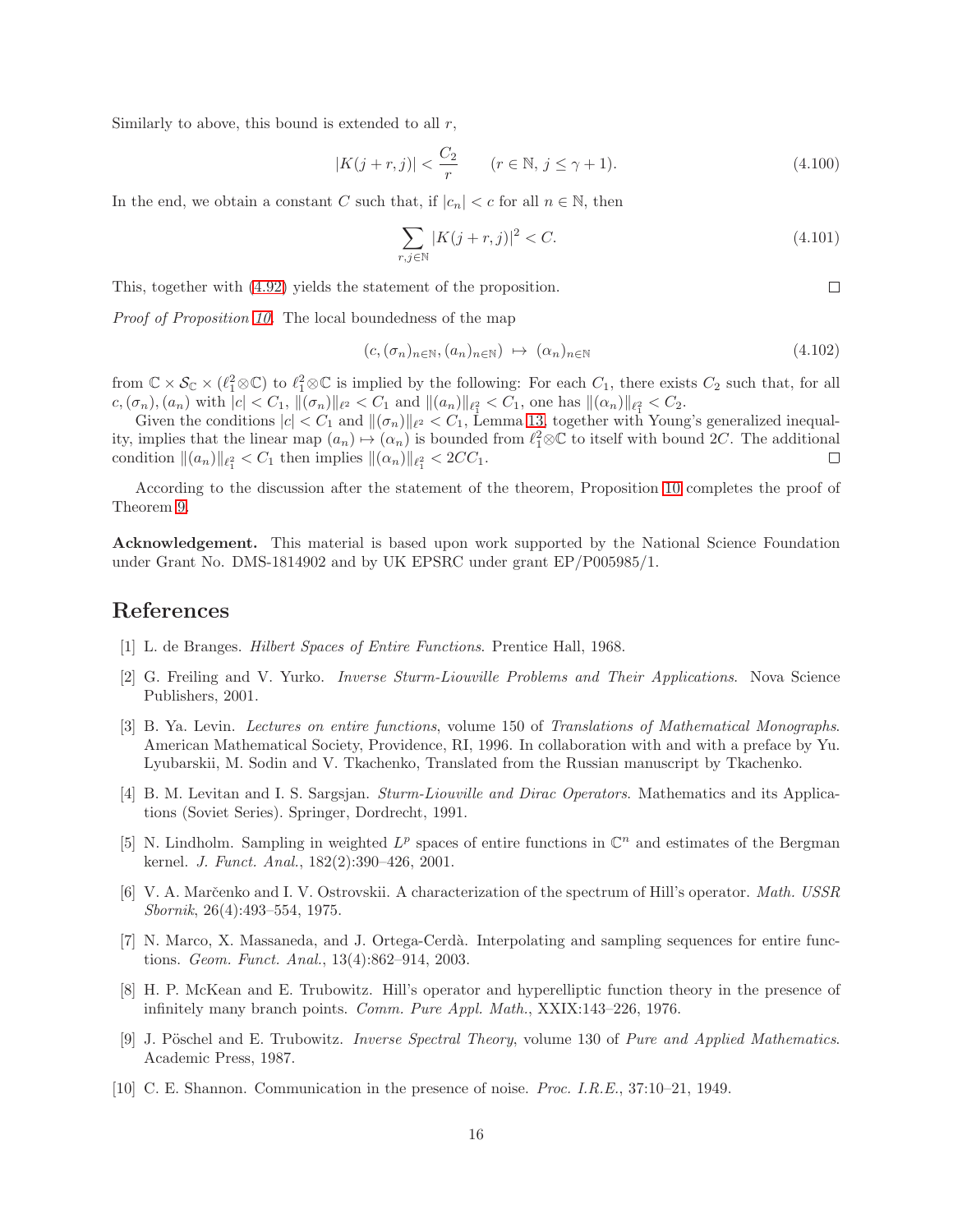Similarly to above, this bound is extended to all $r$,

$$|K(j+r,j)| < \frac{C_2}{r} \qquad (r \in \mathbb{N},\, j \leq \gamma + 1). \tag{4.100}$$

In the end, we obtain a constant $C$ such that, if $|c_n| < c$ for all $n \in \mathbb{N}$, then

$$\sum_{r,j \in \mathbb{N}} |K(j+r,j)|^2 < C. \tag{4.101}$$

This, together with (4.92) yields the statement of the proposition. □

*Proof of Proposition 10.* The local boundedness of the map

$$(c, (\sigma_n)_{n \in \mathbb{N}}, (a_n)_{n \in \mathbb{N}}) \;\mapsto\; (\alpha_n)_{n \in \mathbb{N}} \tag{4.102}$$

from $\mathbb{C} \times \mathcal{S}_{\mathbb{C}} \times (\ell^2_1 \otimes \mathbb{C})$ to $\ell^2_1 \otimes \mathbb{C}$ is implied by the following: For each $C_1$, there exists $C_2$ such that, for all $c, (\sigma_n), (a_n)$ with $|c| < C_1$, $\|(\sigma_n)\|_{\ell^2} < C_1$ and $\|(a_n)\|_{\ell^2_1} < C_1$, one has $\|(\alpha_n)\|_{\ell^2_1} < C_2$.

Given the conditions $|c| < C_1$ and $\|(\sigma_n)\|_{\ell^2} < C_1$, Lemma 13, together with Young's generalized inequality, implies that the linear map $(a_n) \mapsto (\alpha_n)$ is bounded from $\ell^2_1 \otimes \mathbb{C}$ to itself with bound $2C$. The additional condition $\|(a_n)\|_{\ell^2_1} < C_1$ then implies $\|(\alpha_n)\|_{\ell^2_1} < 2CC_1$. □

According to the discussion after the statement of the theorem, Proposition 10 completes the proof of Theorem 9.

**Acknowledgement.** This material is based upon work supported by the National Science Foundation under Grant No. DMS-1814902 and by UK EPSRC under grant EP/P005985/1.

# References

[1] L. de Branges. *Hilbert Spaces of Entire Functions*. Prentice Hall, 1968.

[2] G. Freiling and V. Yurko. *Inverse Sturm-Liouville Problems and Their Applications*. Nova Science Publishers, 2001.

[3] B. Ya. Levin. *Lectures on entire functions*, volume 150 of *Translations of Mathematical Monographs*. American Mathematical Society, Providence, RI, 1996. In collaboration with and with a preface by Yu. Lyubarskii, M. Sodin and V. Tkachenko, Translated from the Russian manuscript by Tkachenko.

[4] B. M. Levitan and I. S. Sargsjan. *Sturm-Liouville and Dirac Operators*. Mathematics and its Applications (Soviet Series). Springer, Dordrecht, 1991.

[5] N. Lindholm. Sampling in weighted $L^p$ spaces of entire functions in $\mathbb{C}^n$ and estimates of the Bergman kernel. *J. Funct. Anal.*, 182(2):390–426, 2001.

[6] V. A. Marčenko and I. V. Ostrovskii. A characterization of the spectrum of Hill's operator. *Math. USSR Sbornik*, 26(4):493–554, 1975.

[7] N. Marco, X. Massaneda, and J. Ortega-Cerdà. Interpolating and sampling sequences for entire functions. *Geom. Funct. Anal.*, 13(4):862–914, 2003.

[8] H. P. McKean and E. Trubowitz. Hill's operator and hyperelliptic function theory in the presence of infinitely many branch points. *Comm. Pure Appl. Math.*, XXIX:143–226, 1976.

[9] J. Pöschel and E. Trubowitz. *Inverse Spectral Theory*, volume 130 of *Pure and Applied Mathematics*. Academic Press, 1987.

[10] C. E. Shannon. Communication in the presence of noise. *Proc. I.R.E.*, 37:10–21, 1949.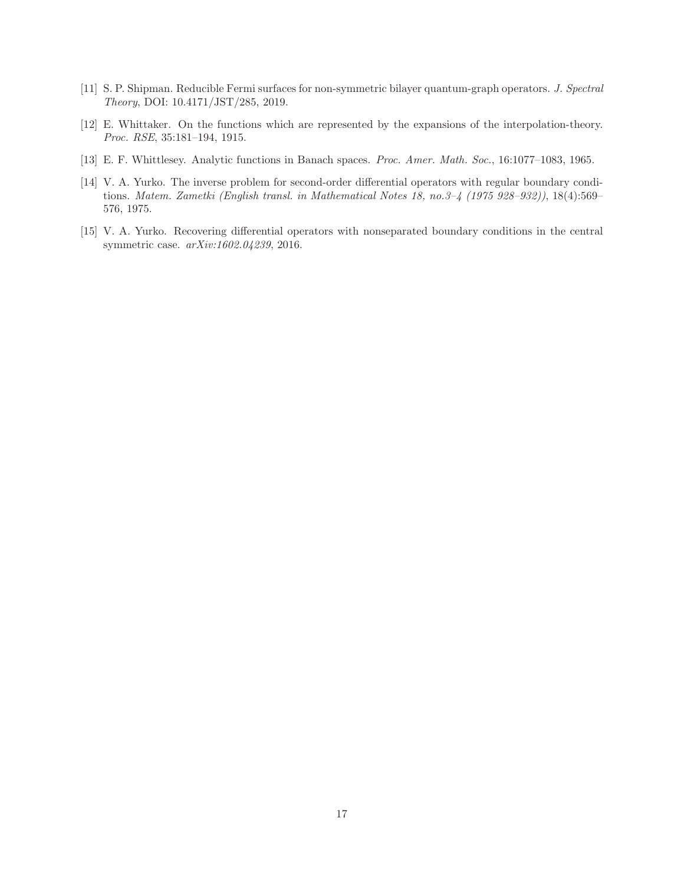[11] S. P. Shipman. Reducible Fermi surfaces for non-symmetric bilayer quantum-graph operators. *J. Spectral Theory*, DOI: 10.4171/JST/285, 2019.

[12] E. Whittaker. On the functions which are represented by the expansions of the interpolation-theory. *Proc. RSE*, 35:181–194, 1915.

[13] E. F. Whittlesey. Analytic functions in Banach spaces. *Proc. Amer. Math. Soc.*, 16:1077–1083, 1965.

[14] V. A. Yurko. The inverse problem for second-order differential operators with regular boundary conditions. *Matem. Zametki (English transl. in Mathematical Notes 18, no.3–4 (1975 928–932))*, 18(4):569–576, 1975.

[15] V. A. Yurko. Recovering differential operators with nonseparated boundary conditions in the central symmetric case. *arXiv:1602.04239*, 2016.